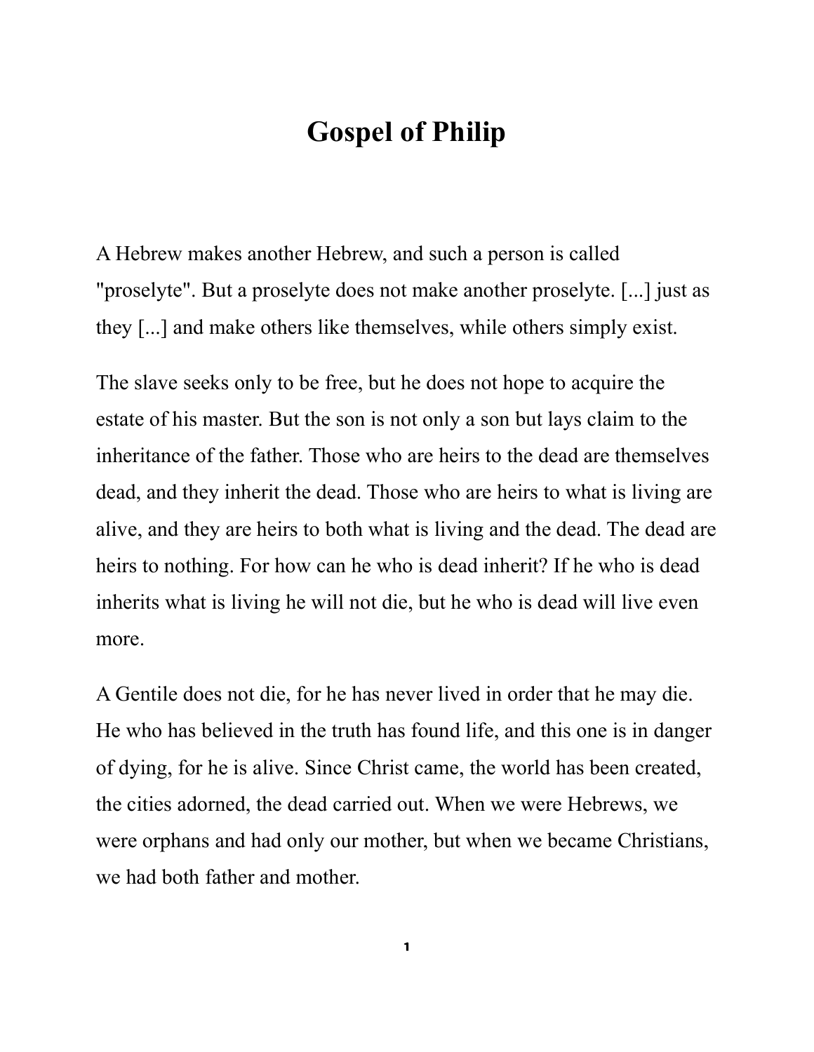# Gospel of Philip

A Hebrew makes another Hebrew, and such a person is called "proselyte". But a proselyte does not make another proselyte. [...] just as they [...] and make others like themselves, while others simply exist.

The slave seeks only to be free, but he does not hope to acquire the estate of his master. But the son is not only a son but lays claim to the inheritance of the father. Those who are heirs to the dead are themselves dead, and they inherit the dead. Those who are heirs to what is living are alive, and they are heirs to both what is living and the dead. The dead are heirs to nothing. For how can he who is dead inherit? If he who is dead inherits what is living he will not die, but he who is dead will live even more.

A Gentile does not die, for he has never lived in order that he may die. He who has believed in the truth has found life, and this one is in danger of dying, for he is alive. Since Christ came, the world has been created, the cities adorned, the dead carried out. When we were Hebrews, we were orphans and had only our mother, but when we became Christians, we had both father and mother.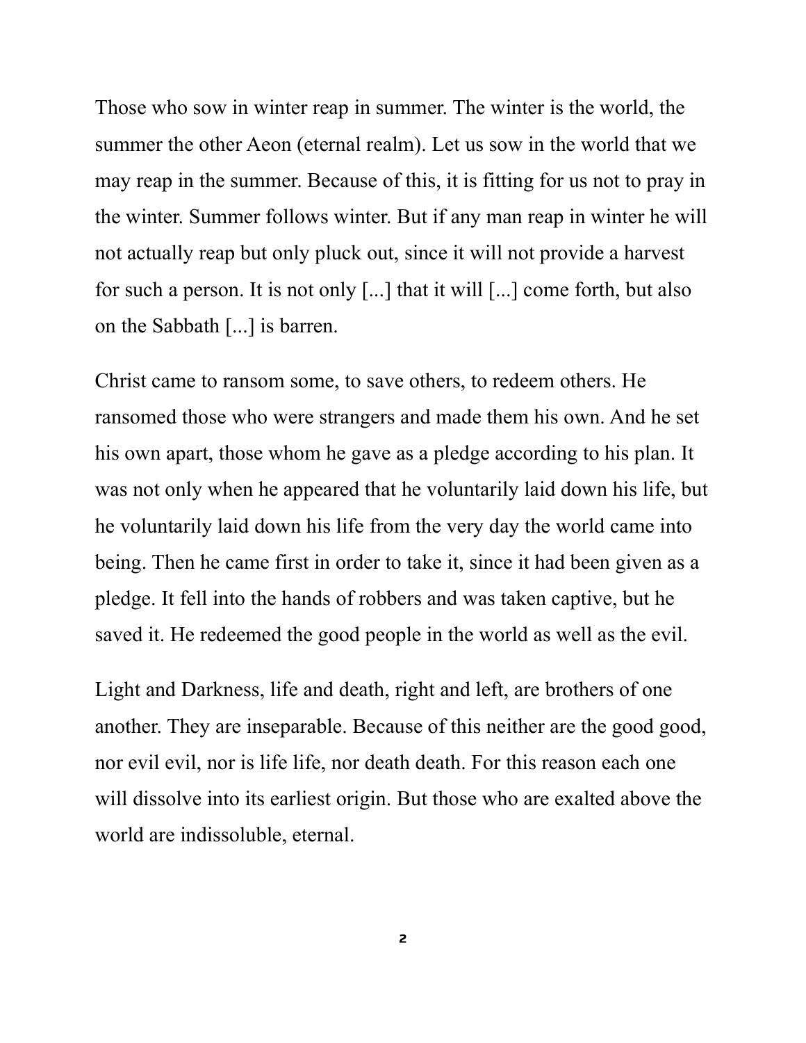Those who sow in winter reap in summer. The winter is the world, the summer the other Aeon (eternal realm). Let us sow in the world that we may reap in the summer. Because of this, it is fitting for us not to pray in the winter. Summer follows winter. But if any man reap in winter he will not actually reap but only pluck out, since it will not provide a harvest for such a person. It is not only [...] that it will [...] come forth, but also on the Sabbath [...] is barren.

Christ came to ransom some, to save others, to redeem others. He ransomed those who were strangers and made them his own. And he set his own apart, those whom he gave as a pledge according to his plan. It was not only when he appeared that he voluntarily laid down his life, but he voluntarily laid down his life from the very day the world came into being. Then he came first in order to take it, since it had been given as a pledge. It fell into the hands of robbers and was taken captive, but he saved it. He redeemed the good people in the world as well as the evil.

Light and Darkness, life and death, right and left, are brothers of one another. They are inseparable. Because of this neither are the good good, nor evil evil, nor is life life, nor death death. For this reason each one will dissolve into its earliest origin. But those who are exalted above the world are indissoluble, eternal.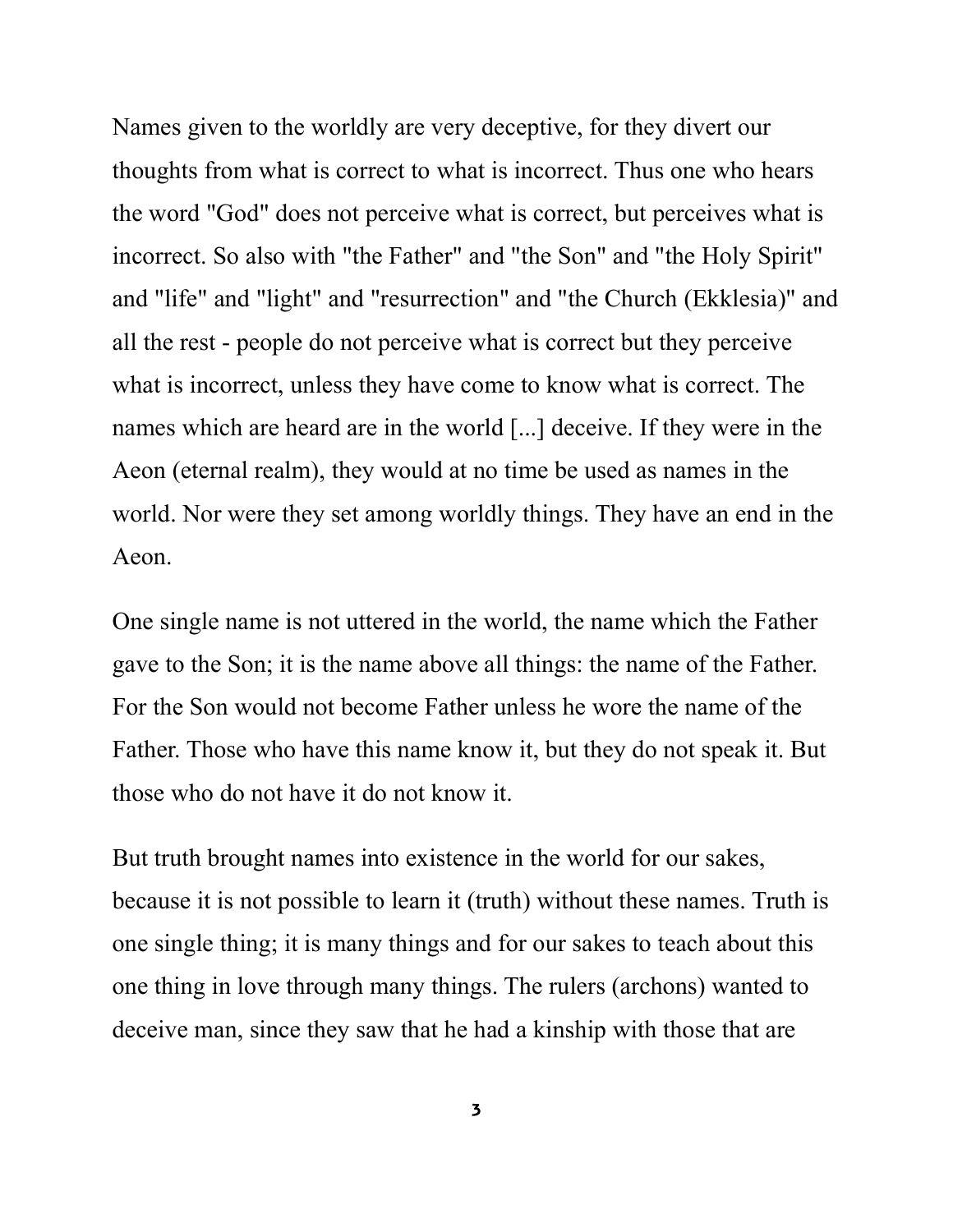Names given to the worldly are very deceptive, for they divert our thoughts from what is correct to what is incorrect. Thus one who hears the word "God" does not perceive what is correct, but perceives what is incorrect. So also with "the Father" and "the Son" and "the Holy Spirit" and "life" and "light" and "resurrection" and "the Church (Ekklesia)" and all the rest - people do not perceive what is correct but they perceive what is incorrect, unless they have come to know what is correct. The names which are heard are in the world [...] deceive. If they were in the Aeon (eternal realm), they would at no time be used as names in the world. Nor were they set among worldly things. They have an end in the Aeon.

One single name is not uttered in the world, the name which the Father gave to the Son; it is the name above all things: the name of the Father. For the Son would not become Father unless he wore the name of the Father. Those who have this name know it, but they do not speak it. But those who do not have it do not know it.

But truth brought names into existence in the world for our sakes, because it is not possible to learn it (truth) without these names. Truth is one single thing; it is many things and for our sakes to teach about this one thing in love through many things. The rulers (archons) wanted to deceive man, since they saw that he had a kinship with those that are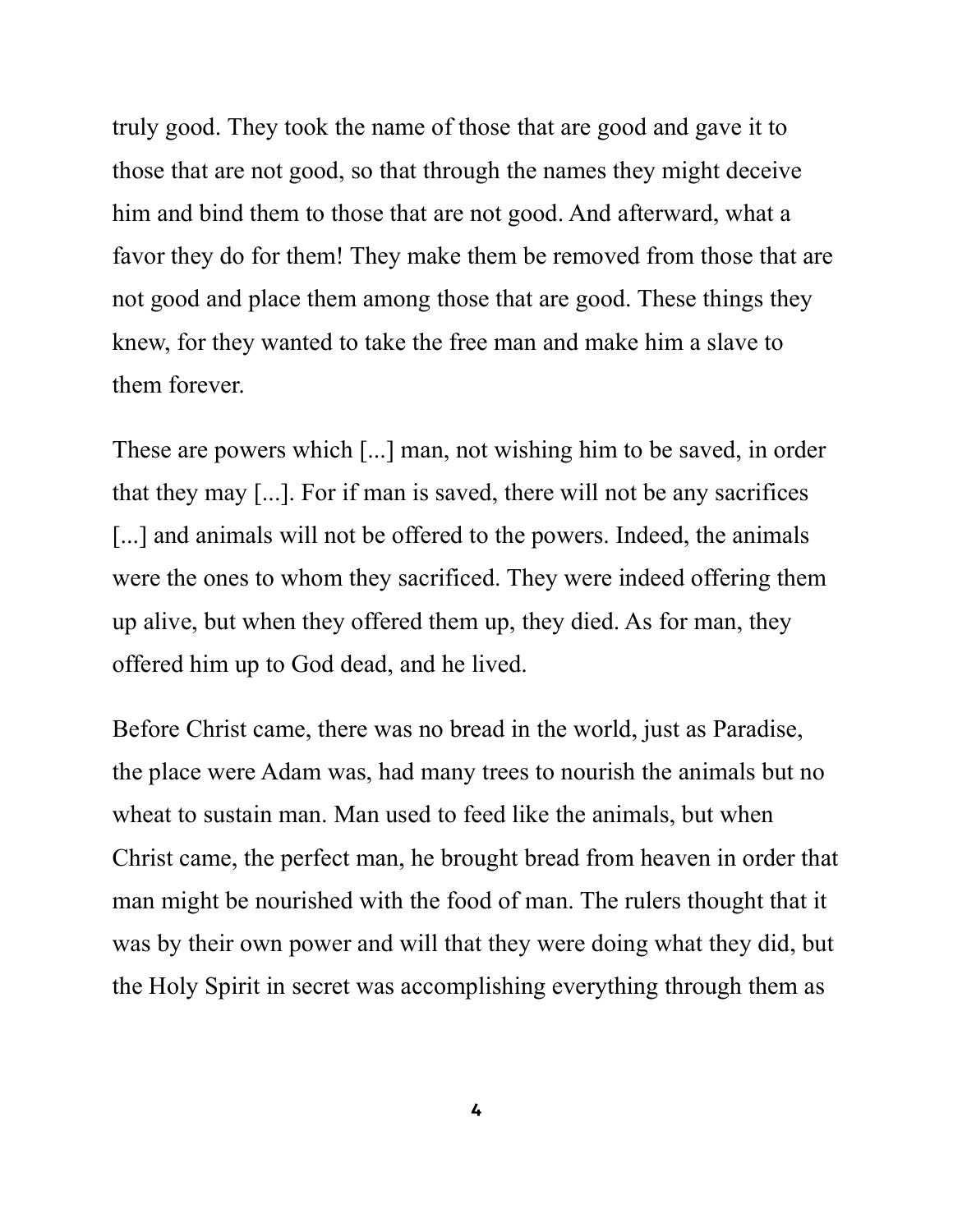truly good. They took the name of those that are good and gave it to those that are not good, so that through the names they might deceive him and bind them to those that are not good. And afterward, what a favor they do for them! They make them be removed from those that are not good and place them among those that are good. These things they knew, for they wanted to take the free man and make him a slave to them forever.

These are powers which [...] man, not wishing him to be saved, in order that they may [...]. For if man is saved, there will not be any sacrifices [...] and animals will not be offered to the powers. Indeed, the animals were the ones to whom they sacrificed. They were indeed offering them up alive, but when they offered them up, they died. As for man, they offered him up to God dead, and he lived.

Before Christ came, there was no bread in the world, just as Paradise, the place were Adam was, had many trees to nourish the animals but no wheat to sustain man. Man used to feed like the animals, but when Christ came, the perfect man, he brought bread from heaven in order that man might be nourished with the food of man. The rulers thought that it was by their own power and will that they were doing what they did, but the Holy Spirit in secret was accomplishing everything through them as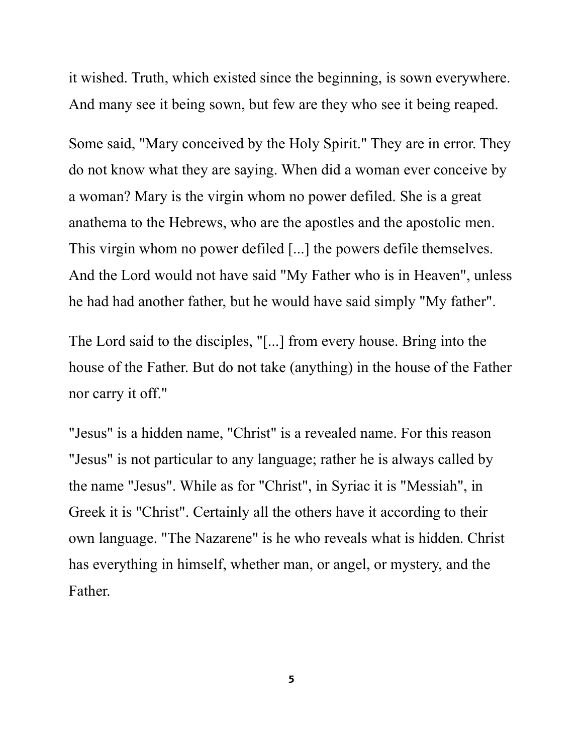it wished. Truth, which existed since the beginning, is sown everywhere. And many see it being sown, but few are they who see it being reaped.

Some said, "Mary conceived by the Holy Spirit." They are in error. They do not know what they are saying. When did a woman ever conceive by a woman? Mary is the virgin whom no power defiled. She is a great anathema to the Hebrews, who are the apostles and the apostolic men. This virgin whom no power defiled [...] the powers defile themselves. And the Lord would not have said "My Father who is in Heaven", unless he had had another father, but he would have said simply "My father".

The Lord said to the disciples, "[...] from every house. Bring into the house of the Father. But do not take (anything) in the house of the Father nor carry it off."

"Jesus" is a hidden name, "Christ" is a revealed name. For this reason "Jesus" is not particular to any language; rather he is always called by the name "Jesus". While as for "Christ", in Syriac it is "Messiah", in Greek it is "Christ". Certainly all the others have it according to their own language. "The Nazarene" is he who reveals what is hidden. Christ has everything in himself, whether man, or angel, or mystery, and the Father.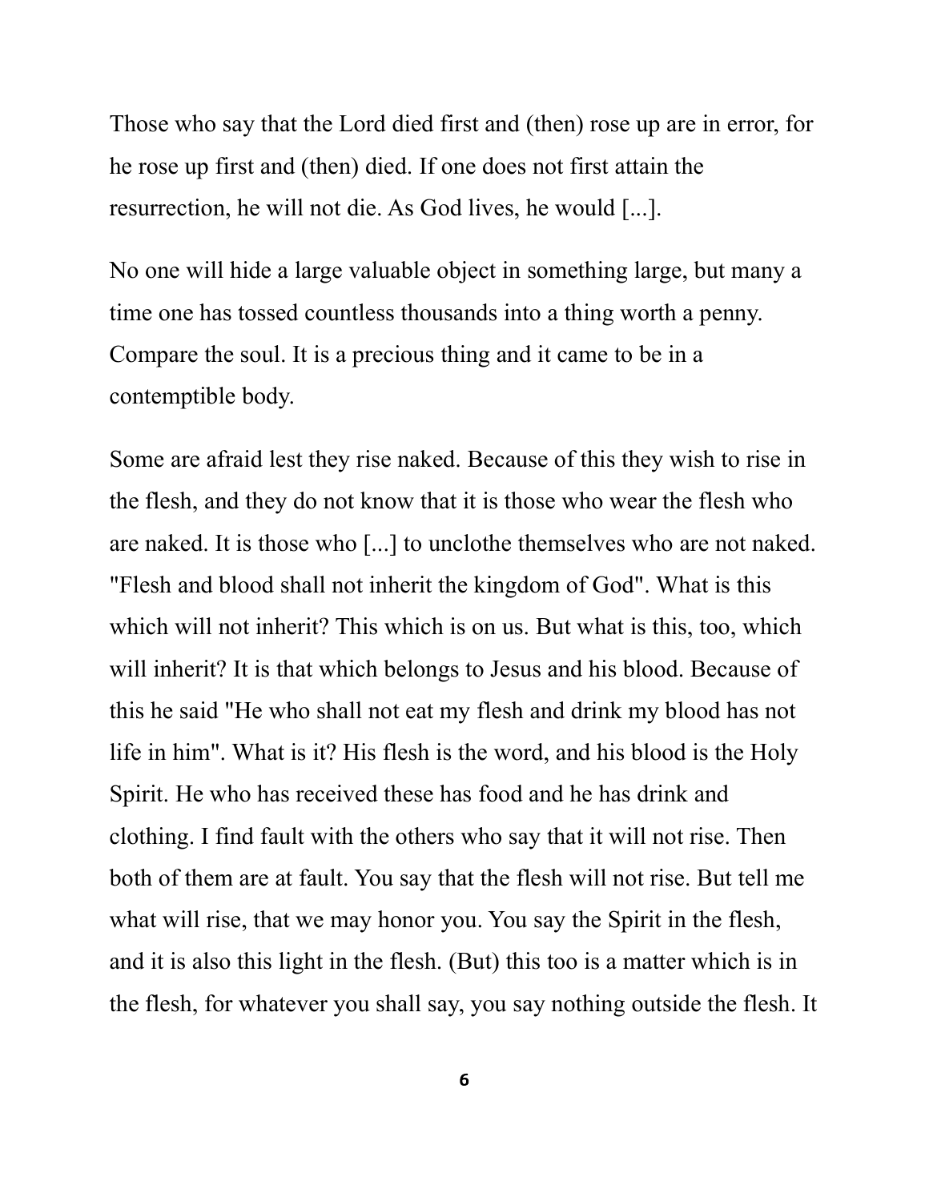Those who say that the Lord died first and (then) rose up are in error, for he rose up first and (then) died. If one does not first attain the resurrection, he will not die. As God lives, he would [...].

No one will hide a large valuable object in something large, but many a time one has tossed countless thousands into a thing worth a penny. Compare the soul. It is a precious thing and it came to be in a contemptible body.

Some are afraid lest they rise naked. Because of this they wish to rise in the flesh, and they do not know that it is those who wear the flesh who are naked. It is those who [...] to unclothe themselves who are not naked. "Flesh and blood shall not inherit the kingdom of God". What is this which will not inherit? This which is on us. But what is this, too, which will inherit? It is that which belongs to Jesus and his blood. Because of this he said "He who shall not eat my flesh and drink my blood has not life in him". What is it? His flesh is the word, and his blood is the Holy Spirit. He who has received these has food and he has drink and clothing. I find fault with the others who say that it will not rise. Then both of them are at fault. You say that the flesh will not rise. But tell me what will rise, that we may honor you. You say the Spirit in the flesh, and it is also this light in the flesh. (But) this too is a matter which is in the flesh, for whatever you shall say, you say nothing outside the flesh. It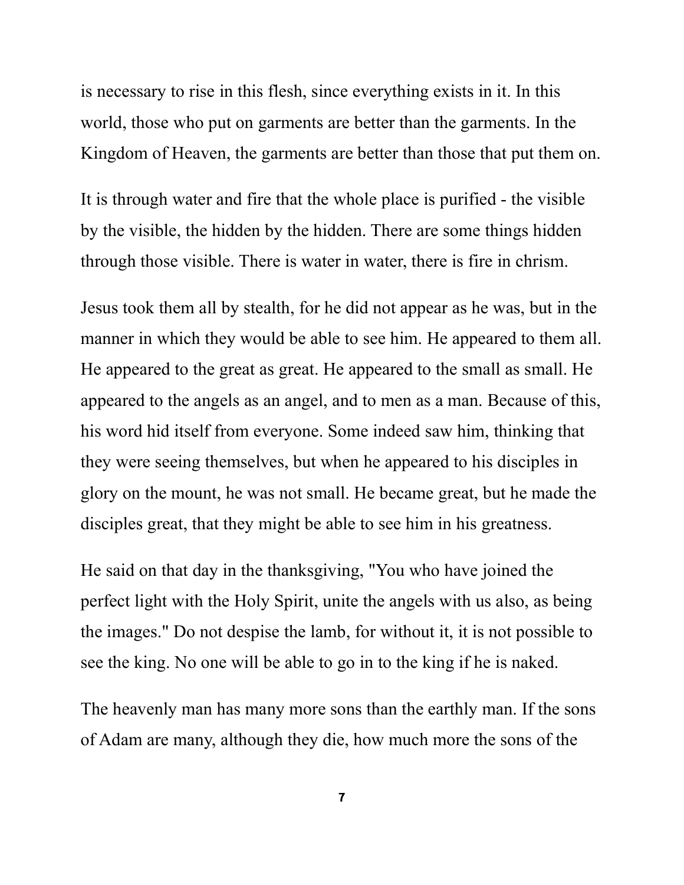is necessary to rise in this flesh, since everything exists in it. In this world, those who put on garments are better than the garments. In the Kingdom of Heaven, the garments are better than those that put them on.

It is through water and fire that the whole place is purified - the visible by the visible, the hidden by the hidden. There are some things hidden through those visible. There is water in water, there is fire in chrism.

Jesus took them all by stealth, for he did not appear as he was, but in the manner in which they would be able to see him. He appeared to them all. He appeared to the great as great. He appeared to the small as small. He appeared to the angels as an angel, and to men as a man. Because of this, his word hid itself from everyone. Some indeed saw him, thinking that they were seeing themselves, but when he appeared to his disciples in glory on the mount, he was not small. He became great, but he made the disciples great, that they might be able to see him in his greatness.

He said on that day in the thanksgiving, "You who have joined the perfect light with the Holy Spirit, unite the angels with us also, as being the images." Do not despise the lamb, for without it, it is not possible to see the king. No one will be able to go in to the king if he is naked.

The heavenly man has many more sons than the earthly man. If the sons of Adam are many, although they die, how much more the sons of the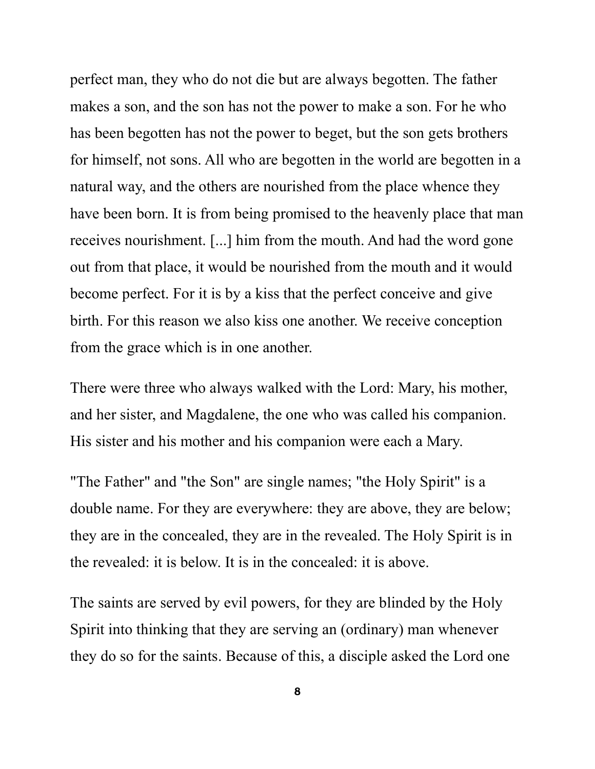perfect man, they who do not die but are always begotten. The father makes a son, and the son has not the power to make a son. For he who has been begotten has not the power to beget, but the son gets brothers for himself, not sons. All who are begotten in the world are begotten in a natural way, and the others are nourished from the place whence they have been born. It is from being promised to the heavenly place that man receives nourishment. [...] him from the mouth. And had the word gone out from that place, it would be nourished from the mouth and it would become perfect. For it is by a kiss that the perfect conceive and give birth. For this reason we also kiss one another. We receive conception from the grace which is in one another.

There were three who always walked with the Lord: Mary, his mother, and her sister, and Magdalene, the one who was called his companion. His sister and his mother and his companion were each a Mary.

"The Father" and "the Son" are single names; "the Holy Spirit" is a double name. For they are everywhere: they are above, they are below; they are in the concealed, they are in the revealed. The Holy Spirit is in the revealed: it is below. It is in the concealed: it is above.

The saints are served by evil powers, for they are blinded by the Holy Spirit into thinking that they are serving an (ordinary) man whenever they do so for the saints. Because of this, a disciple asked the Lord one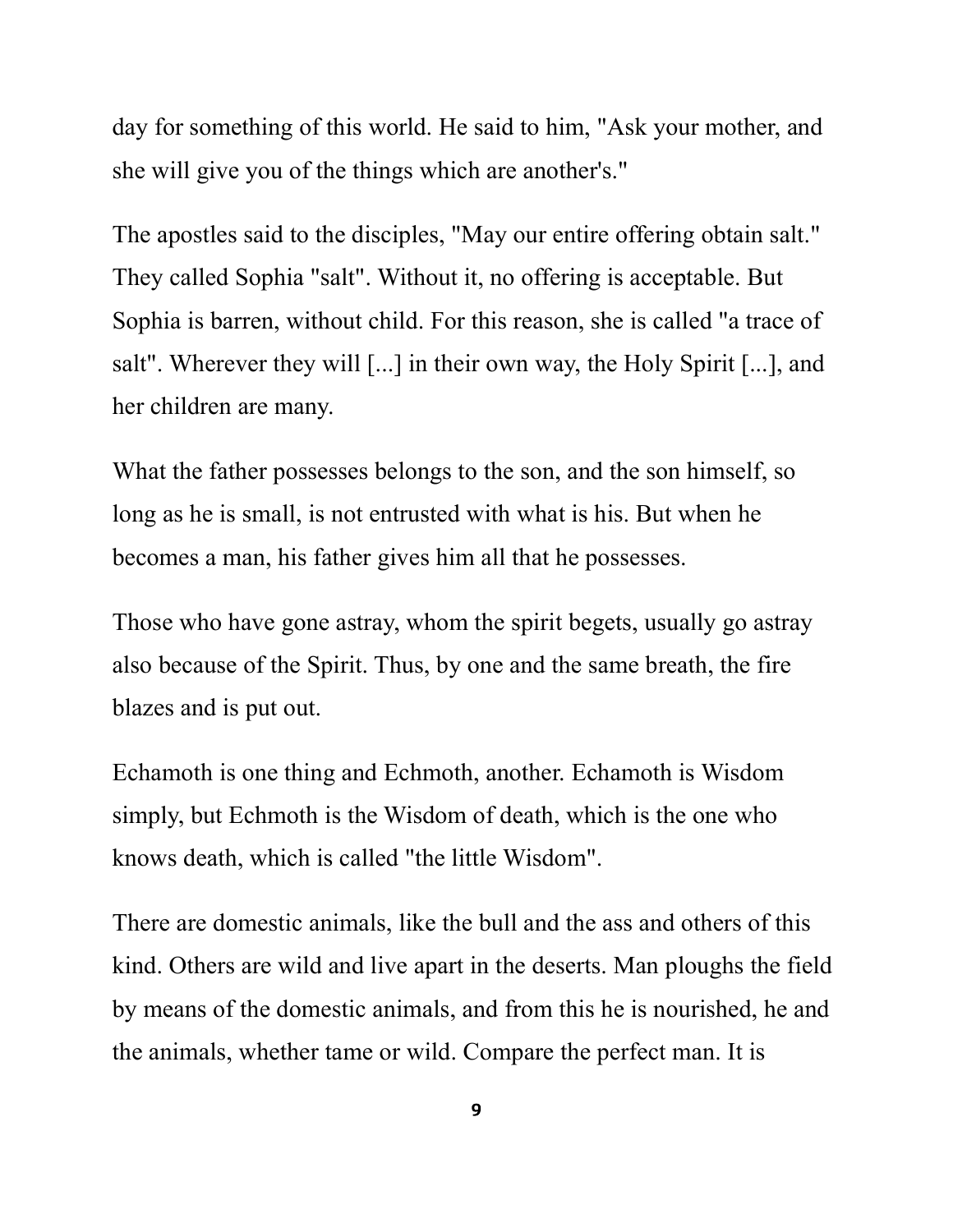day for something of this world. He said to him, "Ask your mother, and she will give you of the things which are another's."

The apostles said to the disciples, "May our entire offering obtain salt." They called Sophia "salt". Without it, no offering is acceptable. But Sophia is barren, without child. For this reason, she is called "a trace of salt". Wherever they will [...] in their own way, the Holy Spirit [...], and her children are many.

What the father possesses belongs to the son, and the son himself, so long as he is small, is not entrusted with what is his. But when he becomes a man, his father gives him all that he possesses.

Those who have gone astray, whom the spirit begets, usually go astray also because of the Spirit. Thus, by one and the same breath, the fire blazes and is put out.

Echamoth is one thing and Echmoth, another. Echamoth is Wisdom simply, but Echmoth is the Wisdom of death, which is the one who knows death, which is called "the little Wisdom".

There are domestic animals, like the bull and the ass and others of this kind. Others are wild and live apart in the deserts. Man ploughs the field by means of the domestic animals, and from this he is nourished, he and the animals, whether tame or wild. Compare the perfect man. It is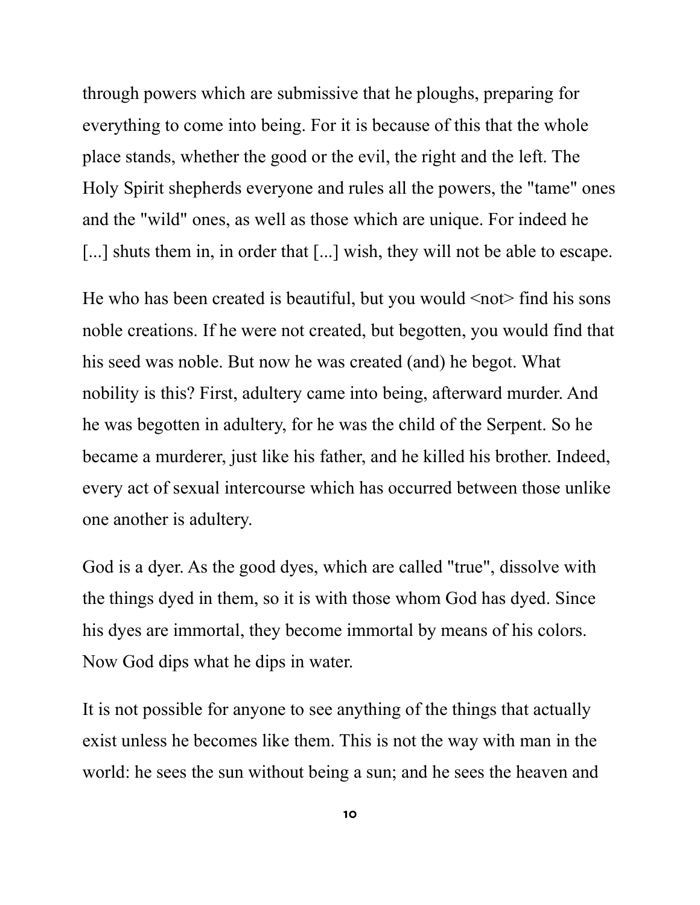through powers which are submissive that he ploughs, preparing for everything to come into being. For it is because of this that the whole place stands, whether the good or the evil, the right and the left. The Holy Spirit shepherds everyone and rules all the powers, the "tame" ones and the "wild" ones, as well as those which are unique. For indeed he [...] shuts them in, in order that [...] wish, they will not be able to escape.

He who has been created is beautiful, but you would <not> find his sons noble creations. If he were not created, but begotten, you would find that his seed was noble. But now he was created (and) he begot. What nobility is this? First, adultery came into being, afterward murder. And he was begotten in adultery, for he was the child of the Serpent. So he became a murderer, just like his father, and he killed his brother. Indeed, every act of sexual intercourse which has occurred between those unlike one another is adultery.

God is a dyer. As the good dyes, which are called "true", dissolve with the things dyed in them, so it is with those whom God has dyed. Since his dyes are immortal, they become immortal by means of his colors. Now God dips what he dips in water.

It is not possible for anyone to see anything of the things that actually exist unless he becomes like them. This is not the way with man in the world: he sees the sun without being a sun; and he sees the heaven and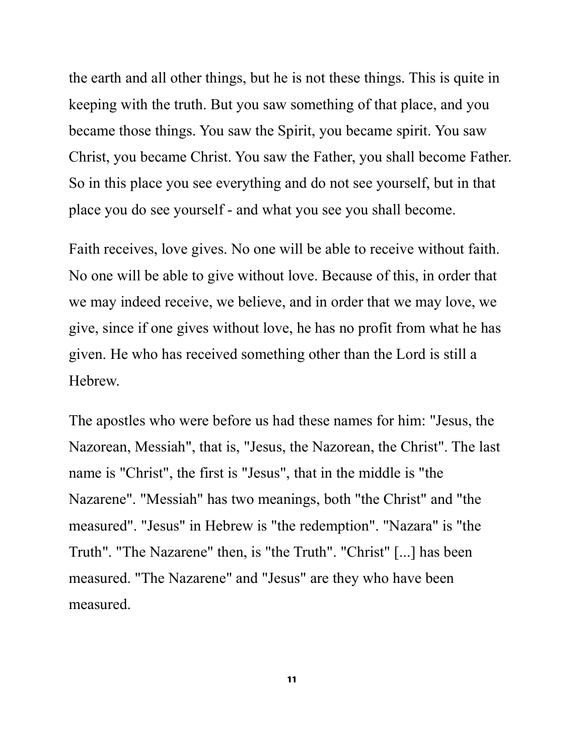the earth and all other things, but he is not these things. This is quite in keeping with the truth. But you saw something of that place, and you became those things. You saw the Spirit, you became spirit. You saw Christ, you became Christ. You saw the Father, you shall become Father. So in this place you see everything and do not see yourself, but in that place you do see yourself - and what you see you shall become.

Faith receives, love gives. No one will be able to receive without faith. No one will be able to give without love. Because of this, in order that we may indeed receive, we believe, and in order that we may love, we give, since if one gives without love, he has no profit from what he has given. He who has received something other than the Lord is still a Hebrew.

The apostles who were before us had these names for him: "Jesus, the Nazorean, Messiah", that is, "Jesus, the Nazorean, the Christ". The last name is "Christ", the first is "Jesus", that in the middle is "the Nazarene". "Messiah" has two meanings, both "the Christ" and "the measured". "Jesus" in Hebrew is "the redemption". "Nazara" is "the Truth". "The Nazarene" then, is "the Truth". "Christ" [...] has been measured. "The Nazarene" and "Jesus" are they who have been measured.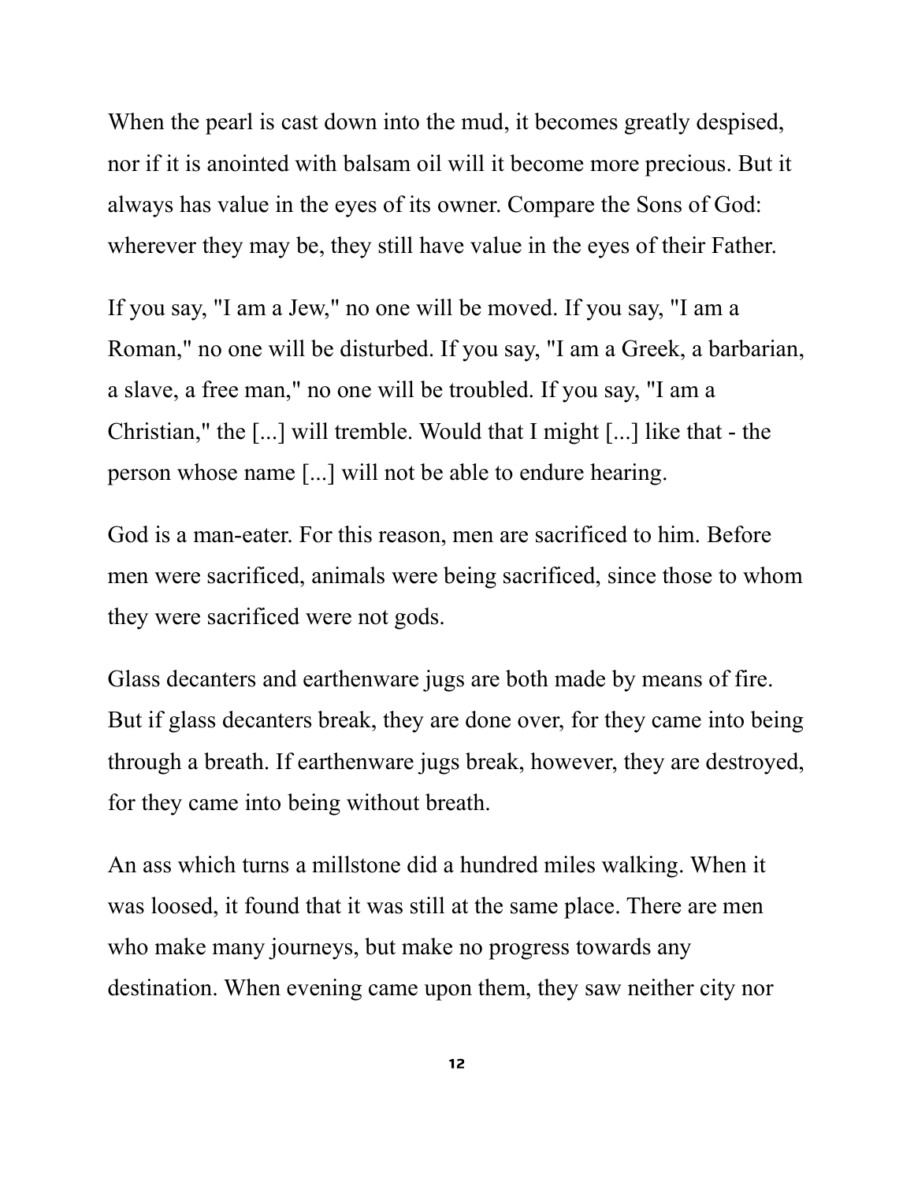When the pearl is cast down into the mud, it becomes greatly despised, nor if it is anointed with balsam oil will it become more precious. But it always has value in the eyes of its owner. Compare the Sons of God: wherever they may be, they still have value in the eyes of their Father.

If you say, "I am a Jew," no one will be moved. If you say, "I am a Roman," no one will be disturbed. If you say, "I am a Greek, a barbarian, a slave, a free man," no one will be troubled. If you say, "I am a Christian," the [...] will tremble. Would that I might [...] like that - the person whose name [...] will not be able to endure hearing.

God is a man-eater. For this reason, men are sacrificed to him. Before men were sacrificed, animals were being sacrificed, since those to whom they were sacrificed were not gods.

Glass decanters and earthenware jugs are both made by means of fire. But if glass decanters break, they are done over, for they came into being through a breath. If earthenware jugs break, however, they are destroyed, for they came into being without breath.

An ass which turns a millstone did a hundred miles walking. When it was loosed, it found that it was still at the same place. There are men who make many journeys, but make no progress towards any destination. When evening came upon them, they saw neither city nor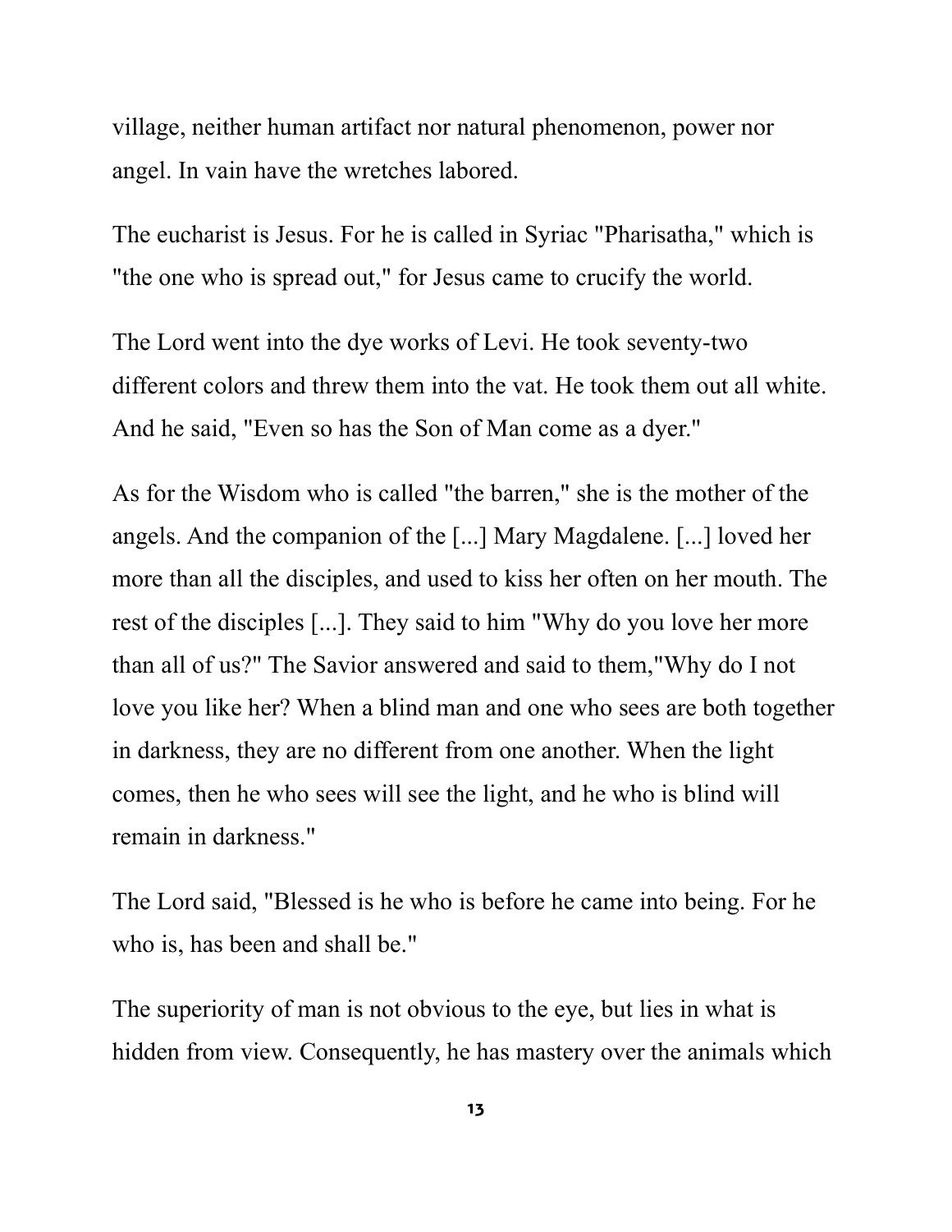village, neither human artifact nor natural phenomenon, power nor angel. In vain have the wretches labored.

The eucharist is Jesus. For he is called in Syriac "Pharisatha," which is "the one who is spread out," for Jesus came to crucify the world.

The Lord went into the dye works of Levi. He took seventy-two different colors and threw them into the vat. He took them out all white. And he said, "Even so has the Son of Man come as a dyer."

As for the Wisdom who is called "the barren," she is the mother of the angels. And the companion of the [...] Mary Magdalene. [...] loved her more than all the disciples, and used to kiss her often on her mouth. The rest of the disciples [...]. They said to him "Why do you love her more than all of us?" The Savior answered and said to them,"Why do I not love you like her? When a blind man and one who sees are both together in darkness, they are no different from one another. When the light comes, then he who sees will see the light, and he who is blind will remain in darkness."

The Lord said, "Blessed is he who is before he came into being. For he who is, has been and shall be."

The superiority of man is not obvious to the eye, but lies in what is hidden from view. Consequently, he has mastery over the animals which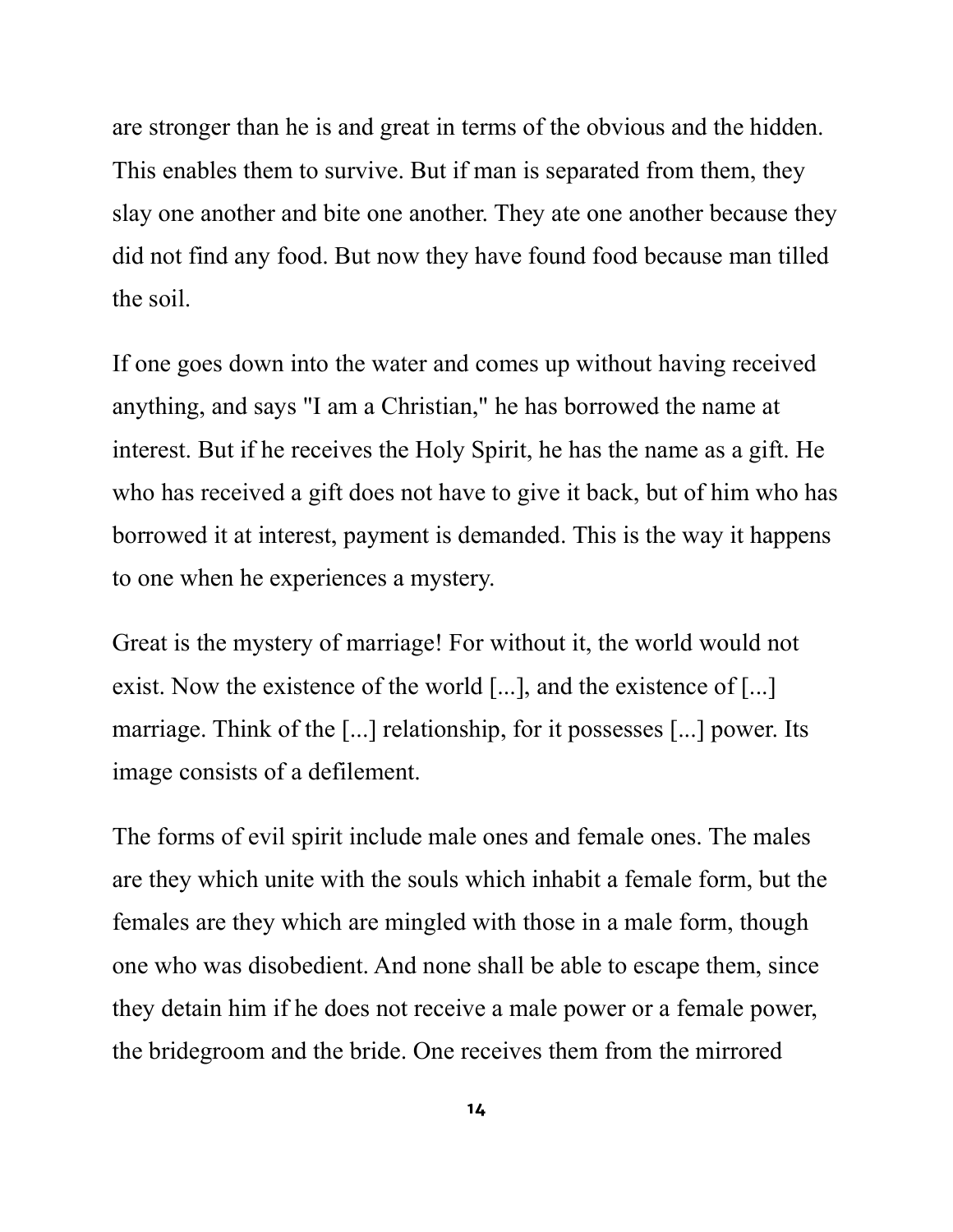are stronger than he is and great in terms of the obvious and the hidden. This enables them to survive. But if man is separated from them, they slay one another and bite one another. They ate one another because they did not find any food. But now they have found food because man tilled the soil.

If one goes down into the water and comes up without having received anything, and says "I am a Christian," he has borrowed the name at interest. But if he receives the Holy Spirit, he has the name as a gift. He who has received a gift does not have to give it back, but of him who has borrowed it at interest, payment is demanded. This is the way it happens to one when he experiences a mystery.

Great is the mystery of marriage! For without it, the world would not exist. Now the existence of the world [...], and the existence of [...] marriage. Think of the [...] relationship, for it possesses [...] power. Its image consists of a defilement.

The forms of evil spirit include male ones and female ones. The males are they which unite with the souls which inhabit a female form, but the females are they which are mingled with those in a male form, though one who was disobedient. And none shall be able to escape them, since they detain him if he does not receive a male power or a female power, the bridegroom and the bride. One receives them from the mirrored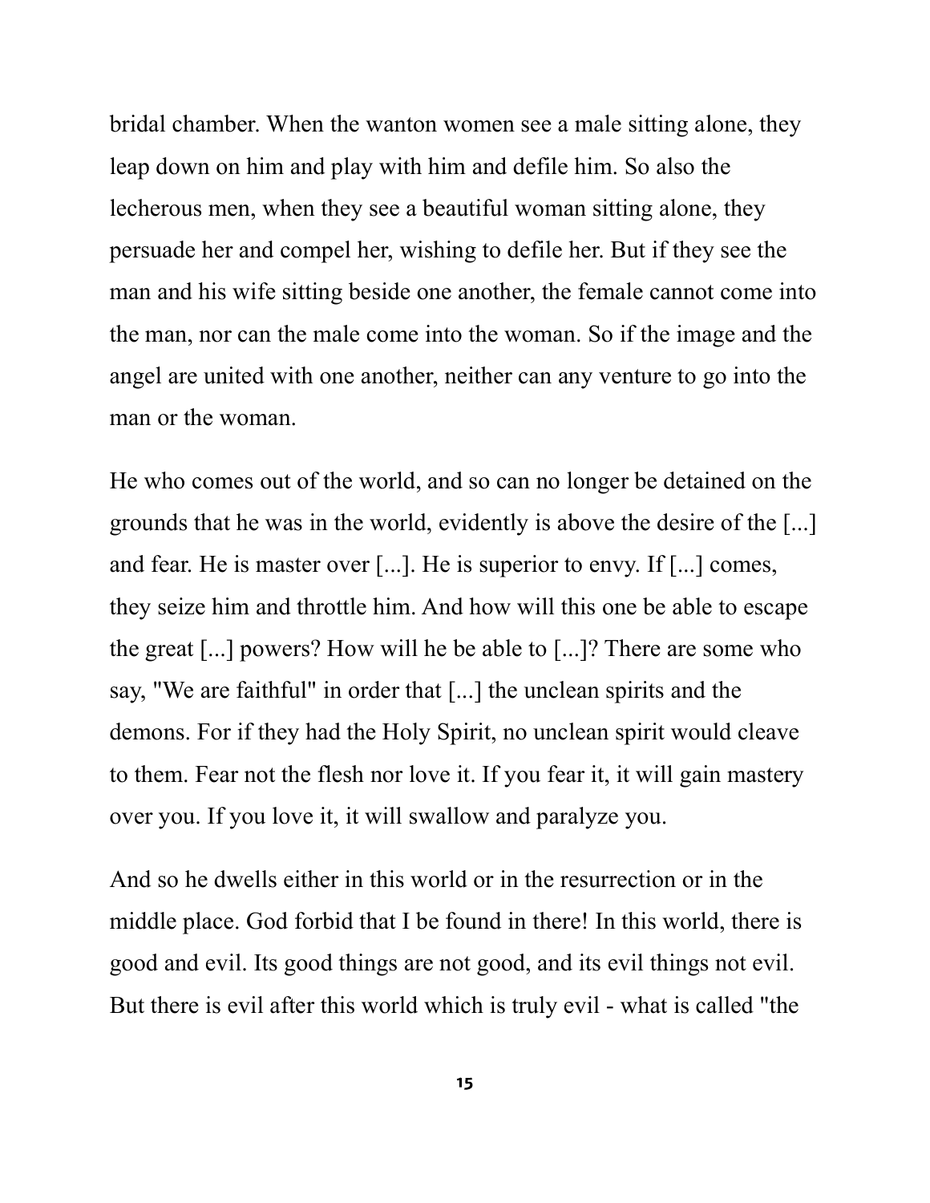bridal chamber. When the wanton women see a male sitting alone, they leap down on him and play with him and defile him. So also the lecherous men, when they see a beautiful woman sitting alone, they persuade her and compel her, wishing to defile her. But if they see the man and his wife sitting beside one another, the female cannot come into the man, nor can the male come into the woman. So if the image and the angel are united with one another, neither can any venture to go into the man or the woman.

He who comes out of the world, and so can no longer be detained on the grounds that he was in the world, evidently is above the desire of the [...] and fear. He is master over [...]. He is superior to envy. If [...] comes, they seize him and throttle him. And how will this one be able to escape the great [...] powers? How will he be able to [...]? There are some who say, "We are faithful" in order that [...] the unclean spirits and the demons. For if they had the Holy Spirit, no unclean spirit would cleave to them. Fear not the flesh nor love it. If you fear it, it will gain mastery over you. If you love it, it will swallow and paralyze you.

And so he dwells either in this world or in the resurrection or in the middle place. God forbid that I be found in there! In this world, there is good and evil. Its good things are not good, and its evil things not evil. But there is evil after this world which is truly evil - what is called "the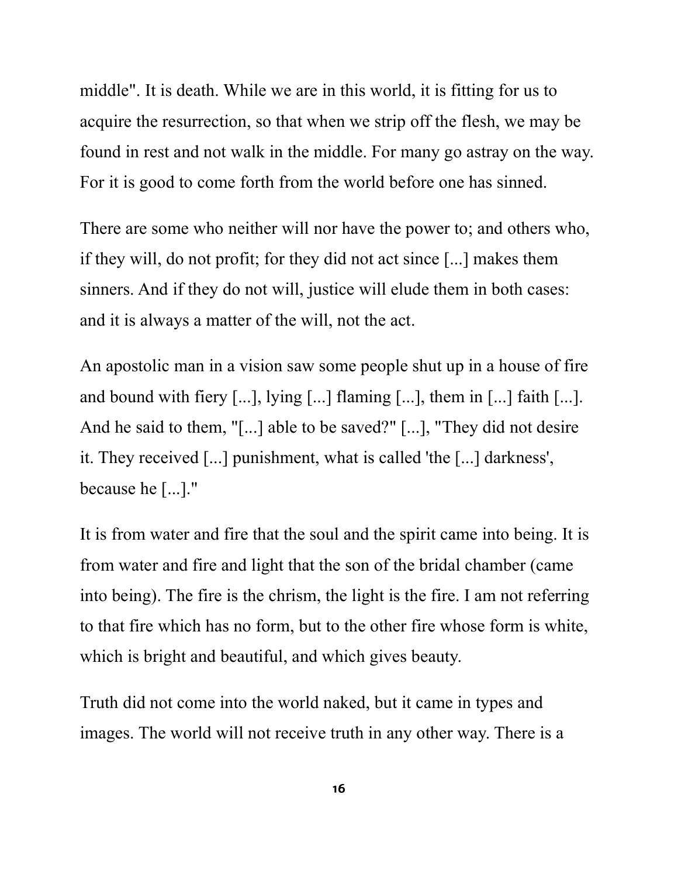middle". It is death. While we are in this world, it is fitting for us to acquire the resurrection, so that when we strip off the flesh, we may be found in rest and not walk in the middle. For many go astray on the way. For it is good to come forth from the world before one has sinned.

There are some who neither will nor have the power to; and others who, if they will, do not profit; for they did not act since [...] makes them sinners. And if they do not will, justice will elude them in both cases: and it is always a matter of the will, not the act.

An apostolic man in a vision saw some people shut up in a house of fire and bound with fiery [...], lying [...] flaming [...], them in [...] faith [...]. And he said to them, "[...] able to be saved?" [...], "They did not desire it. They received [...] punishment, what is called 'the [...] darkness', because he [...]."

It is from water and fire that the soul and the spirit came into being. It is from water and fire and light that the son of the bridal chamber (came into being). The fire is the chrism, the light is the fire. I am not referring to that fire which has no form, but to the other fire whose form is white, which is bright and beautiful, and which gives beauty.

Truth did not come into the world naked, but it came in types and images. The world will not receive truth in any other way. There is a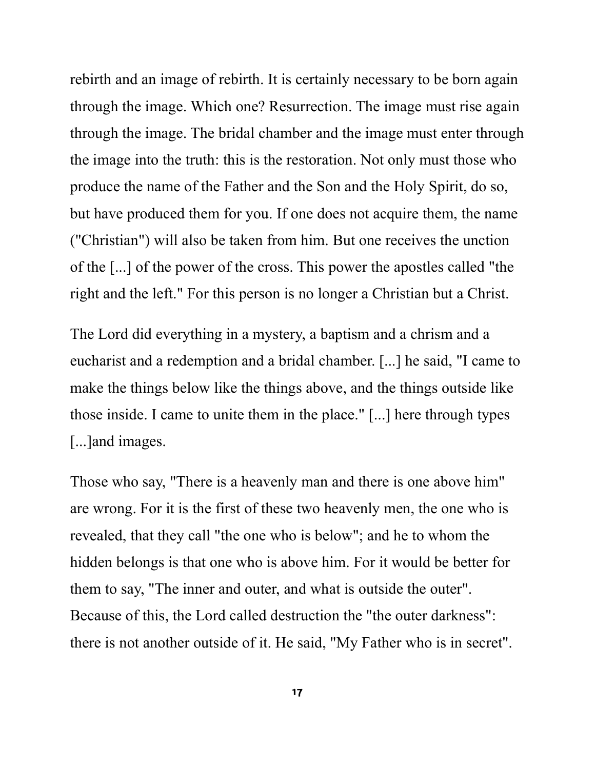rebirth and an image of rebirth. It is certainly necessary to be born again through the image. Which one? Resurrection. The image must rise again through the image. The bridal chamber and the image must enter through the image into the truth: this is the restoration. Not only must those who produce the name of the Father and the Son and the Holy Spirit, do so, but have produced them for you. If one does not acquire them, the name ("Christian") will also be taken from him. But one receives the unction of the [...] of the power of the cross. This power the apostles called "the right and the left." For this person is no longer a Christian but a Christ.

The Lord did everything in a mystery, a baptism and a chrism and a eucharist and a redemption and a bridal chamber. [...] he said, "I came to make the things below like the things above, and the things outside like those inside. I came to unite them in the place." [...] here through types [...]and images.

Those who say, "There is a heavenly man and there is one above him" are wrong. For it is the first of these two heavenly men, the one who is revealed, that they call "the one who is below"; and he to whom the hidden belongs is that one who is above him. For it would be better for them to say, "The inner and outer, and what is outside the outer". Because of this, the Lord called destruction the "the outer darkness": there is not another outside of it. He said, "My Father who is in secret".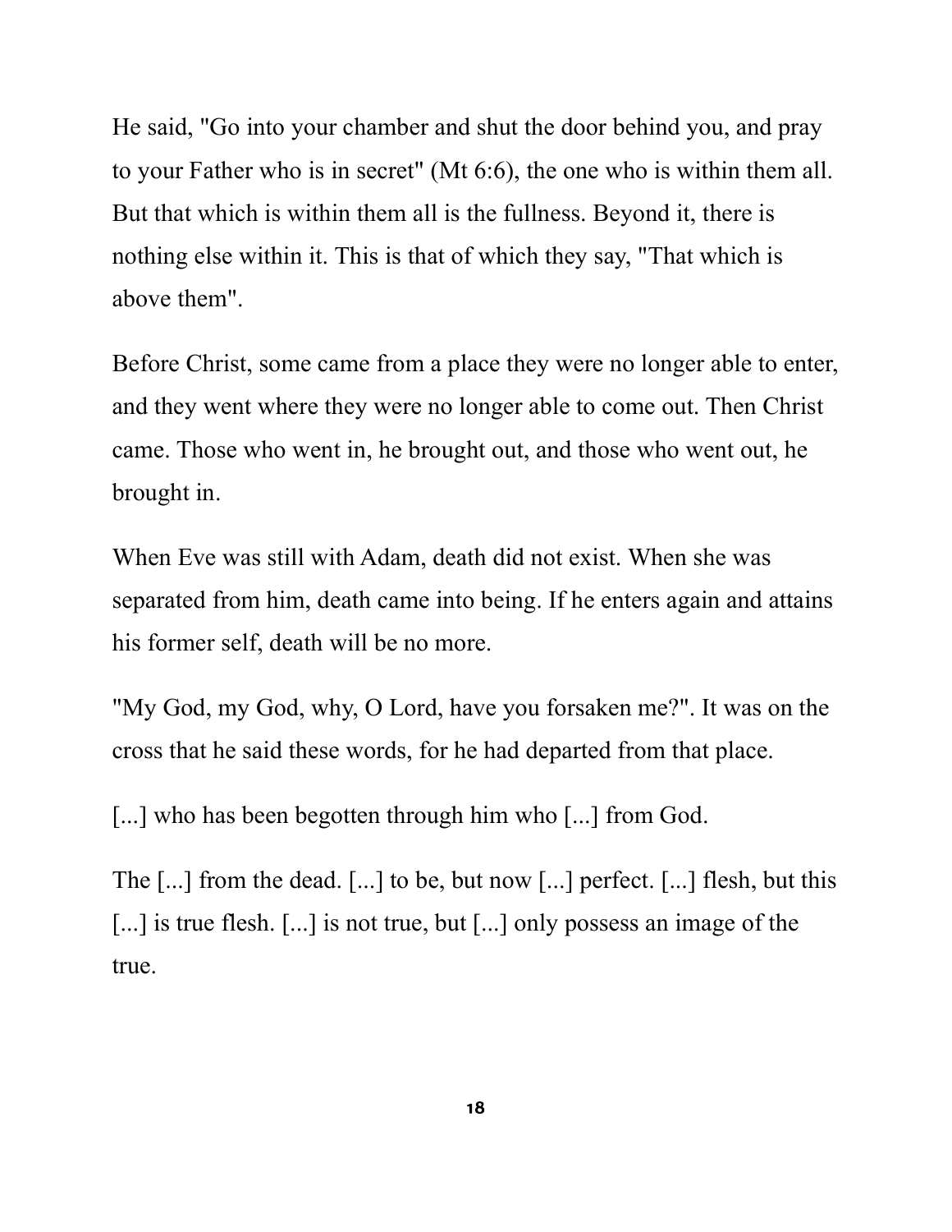He said, "Go into your chamber and shut the door behind you, and pray to your Father who is in secret" (Mt 6:6), the one who is within them all. But that which is within them all is the fullness. Beyond it, there is nothing else within it. This is that of which they say, "That which is above them".

Before Christ, some came from a place they were no longer able to enter, and they went where they were no longer able to come out. Then Christ came. Those who went in, he brought out, and those who went out, he brought in.

When Eve was still with Adam, death did not exist. When she was separated from him, death came into being. If he enters again and attains his former self, death will be no more.

"My God, my God, why, O Lord, have you forsaken me?". It was on the cross that he said these words, for he had departed from that place.

[...] who has been begotten through him who [...] from God.

The [...] from the dead. [...] to be, but now [...] perfect. [...] flesh, but this [...] is true flesh. [...] is not true, but [...] only possess an image of the true.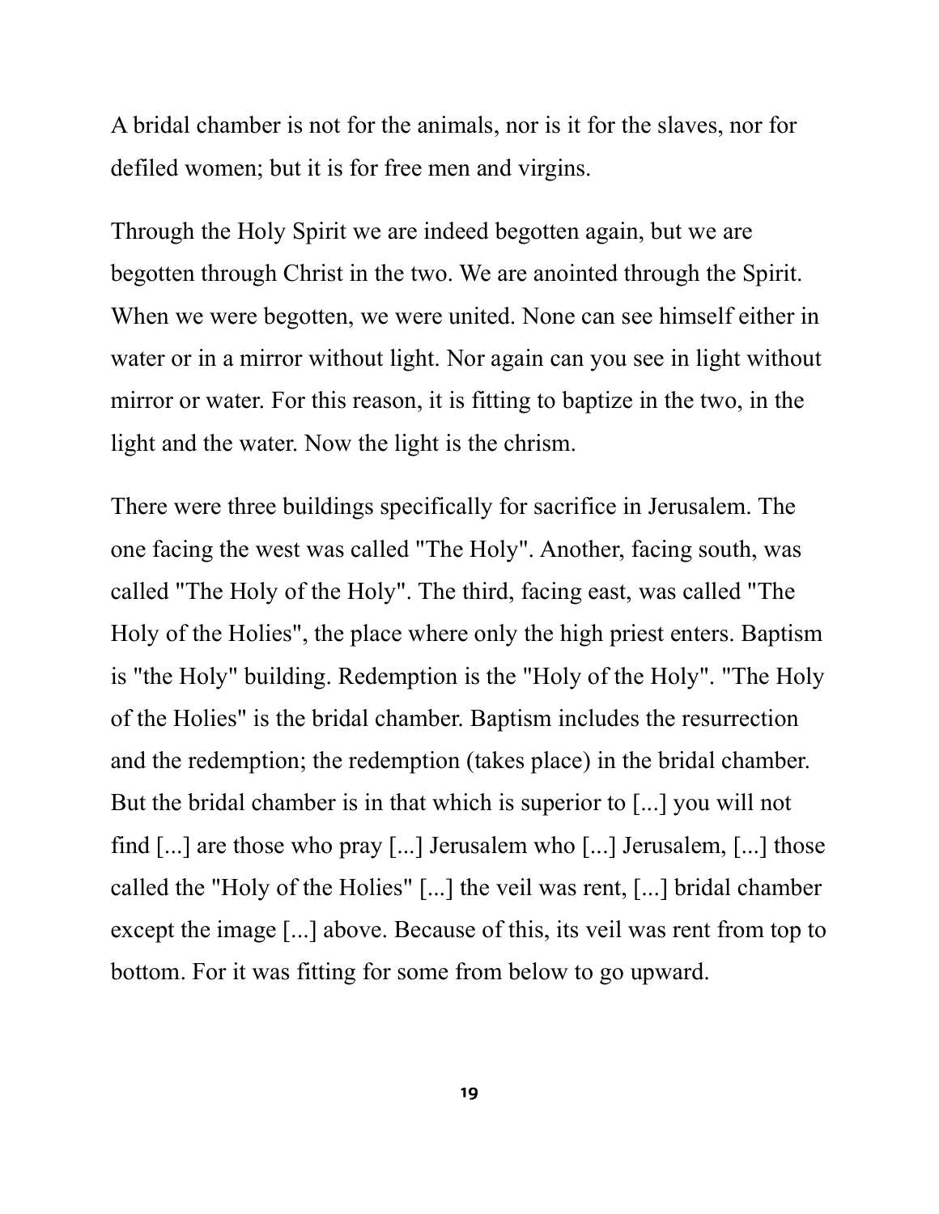A bridal chamber is not for the animals, nor is it for the slaves, nor for defiled women; but it is for free men and virgins.

Through the Holy Spirit we are indeed begotten again, but we are begotten through Christ in the two. We are anointed through the Spirit. When we were begotten, we were united. None can see himself either in water or in a mirror without light. Nor again can you see in light without mirror or water. For this reason, it is fitting to baptize in the two, in the light and the water. Now the light is the chrism.

There were three buildings specifically for sacrifice in Jerusalem. The one facing the west was called "The Holy". Another, facing south, was called "The Holy of the Holy". The third, facing east, was called "The Holy of the Holies", the place where only the high priest enters. Baptism is "the Holy" building. Redemption is the "Holy of the Holy". "The Holy of the Holies" is the bridal chamber. Baptism includes the resurrection and the redemption; the redemption (takes place) in the bridal chamber. But the bridal chamber is in that which is superior to [...] you will not find [...] are those who pray [...] Jerusalem who [...] Jerusalem, [...] those called the "Holy of the Holies" [...] the veil was rent, [...] bridal chamber except the image [...] above. Because of this, its veil was rent from top to bottom. For it was fitting for some from below to go upward.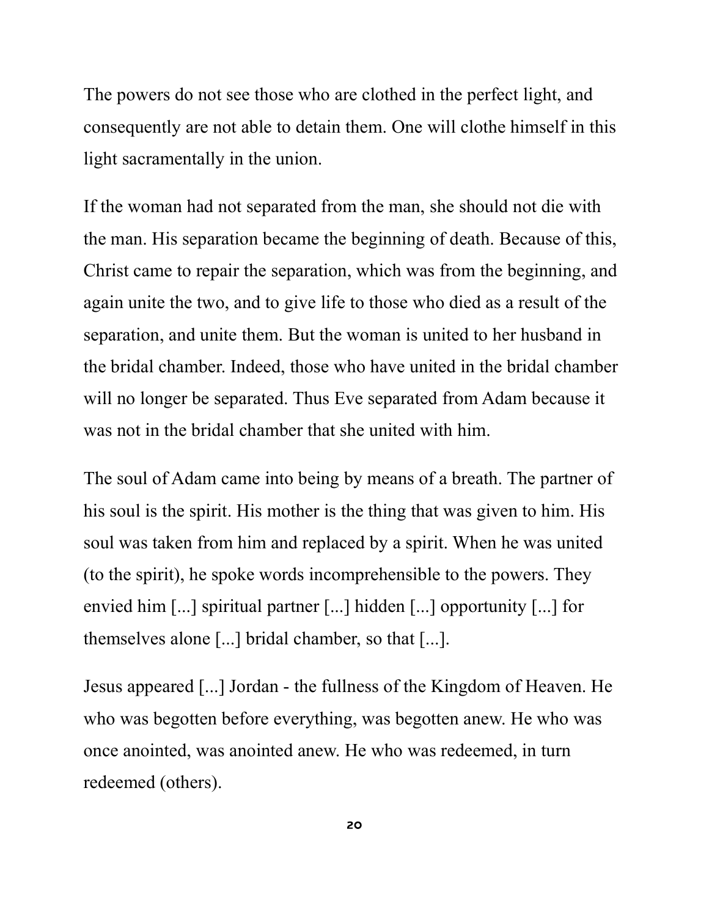The powers do not see those who are clothed in the perfect light, and consequently are not able to detain them. One will clothe himself in this light sacramentally in the union.

If the woman had not separated from the man, she should not die with the man. His separation became the beginning of death. Because of this, Christ came to repair the separation, which was from the beginning, and again unite the two, and to give life to those who died as a result of the separation, and unite them. But the woman is united to her husband in the bridal chamber. Indeed, those who have united in the bridal chamber will no longer be separated. Thus Eve separated from Adam because it was not in the bridal chamber that she united with him.

The soul of Adam came into being by means of a breath. The partner of his soul is the spirit. His mother is the thing that was given to him. His soul was taken from him and replaced by a spirit. When he was united (to the spirit), he spoke words incomprehensible to the powers. They envied him [...] spiritual partner [...] hidden [...] opportunity [...] for themselves alone [...] bridal chamber, so that [...].

Jesus appeared [...] Jordan - the fullness of the Kingdom of Heaven. He who was begotten before everything, was begotten anew. He who was once anointed, was anointed anew. He who was redeemed, in turn redeemed (others).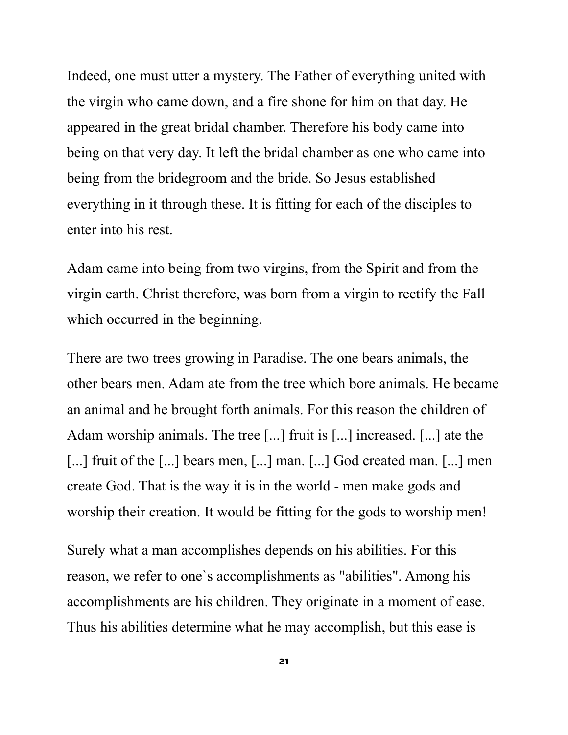Indeed, one must utter a mystery. The Father of everything united with the virgin who came down, and a fire shone for him on that day. He appeared in the great bridal chamber. Therefore his body came into being on that very day. It left the bridal chamber as one who came into being from the bridegroom and the bride. So Jesus established everything in it through these. It is fitting for each of the disciples to enter into his rest.

Adam came into being from two virgins, from the Spirit and from the virgin earth. Christ therefore, was born from a virgin to rectify the Fall which occurred in the beginning.

There are two trees growing in Paradise. The one bears animals, the other bears men. Adam ate from the tree which bore animals. He became an animal and he brought forth animals. For this reason the children of Adam worship animals. The tree [...] fruit is [...] increased. [...] ate the [...] fruit of the [...] bears men, [...] man. [...] God created man. [...] men create God. That is the way it is in the world - men make gods and worship their creation. It would be fitting for the gods to worship men!

Surely what a man accomplishes depends on his abilities. For this reason, we refer to one`s accomplishments as "abilities". Among his accomplishments are his children. They originate in a moment of ease. Thus his abilities determine what he may accomplish, but this ease is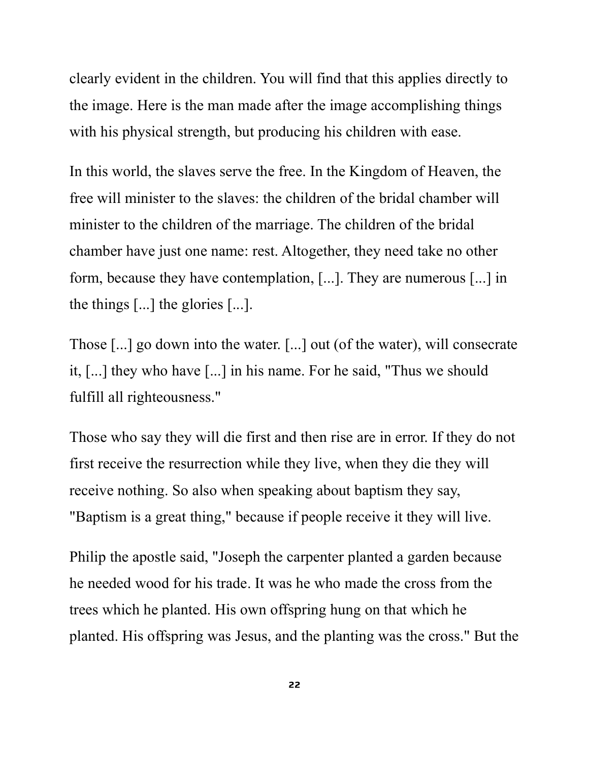clearly evident in the children. You will find that this applies directly to the image. Here is the man made after the image accomplishing things with his physical strength, but producing his children with ease.

In this world, the slaves serve the free. In the Kingdom of Heaven, the free will minister to the slaves: the children of the bridal chamber will minister to the children of the marriage. The children of the bridal chamber have just one name: rest. Altogether, they need take no other form, because they have contemplation, [...]. They are numerous [...] in the things [...] the glories [...].

Those [...] go down into the water. [...] out (of the water), will consecrate it, [...] they who have [...] in his name. For he said, "Thus we should fulfill all righteousness."

Those who say they will die first and then rise are in error. If they do not first receive the resurrection while they live, when they die they will receive nothing. So also when speaking about baptism they say, "Baptism is a great thing," because if people receive it they will live.

Philip the apostle said, "Joseph the carpenter planted a garden because he needed wood for his trade. It was he who made the cross from the trees which he planted. His own offspring hung on that which he planted. His offspring was Jesus, and the planting was the cross." But the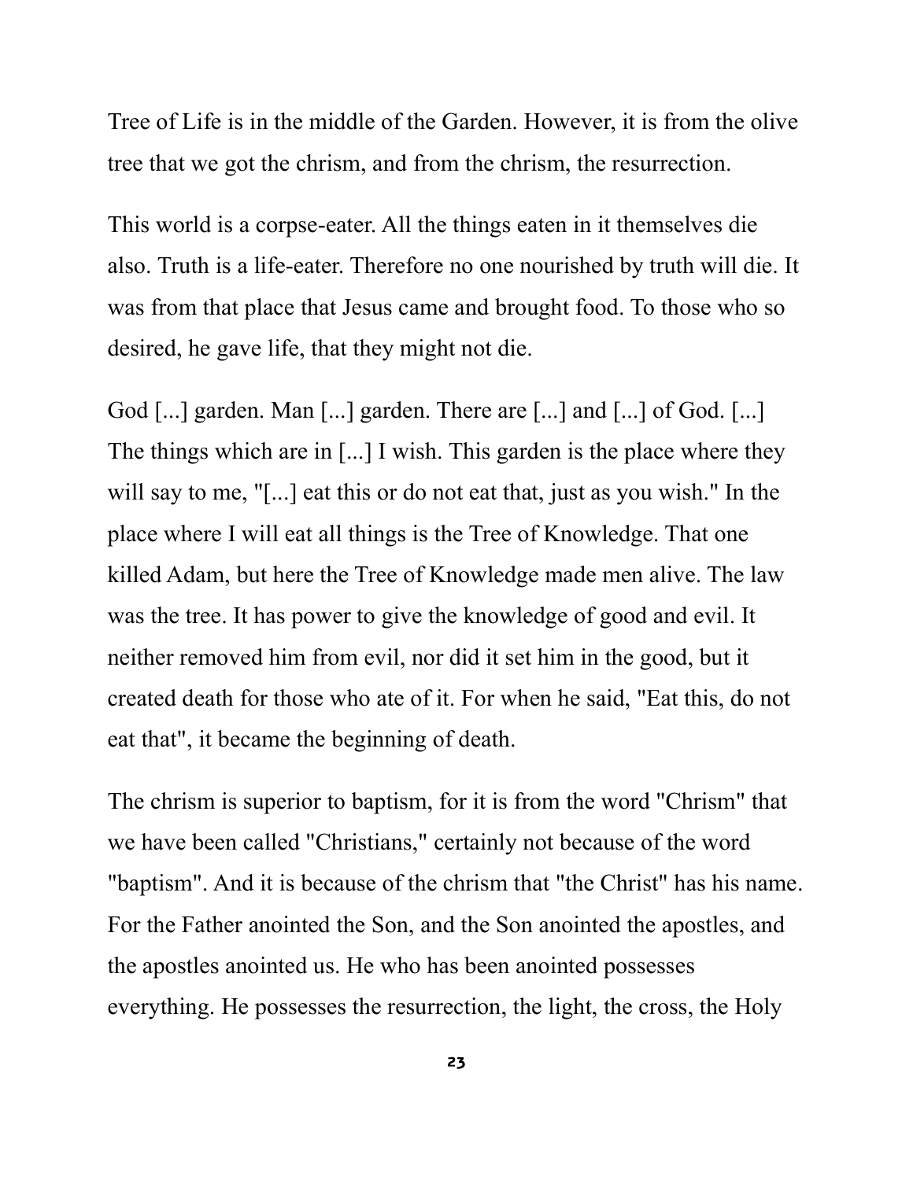Tree of Life is in the middle of the Garden. However, it is from the olive tree that we got the chrism, and from the chrism, the resurrection.

This world is a corpse-eater. All the things eaten in it themselves die also. Truth is a life-eater. Therefore no one nourished by truth will die. It was from that place that Jesus came and brought food. To those who so desired, he gave life, that they might not die.

God [...] garden. Man [...] garden. There are [...] and [...] of God. [...] The things which are in [...] I wish. This garden is the place where they will say to me, "[...] eat this or do not eat that, just as you wish." In the place where I will eat all things is the Tree of Knowledge. That one killed Adam, but here the Tree of Knowledge made men alive. The law was the tree. It has power to give the knowledge of good and evil. It neither removed him from evil, nor did it set him in the good, but it created death for those who ate of it. For when he said, "Eat this, do not eat that", it became the beginning of death.

The chrism is superior to baptism, for it is from the word "Chrism" that we have been called "Christians," certainly not because of the word "baptism". And it is because of the chrism that "the Christ" has his name. For the Father anointed the Son, and the Son anointed the apostles, and the apostles anointed us. He who has been anointed possesses everything. He possesses the resurrection, the light, the cross, the Holy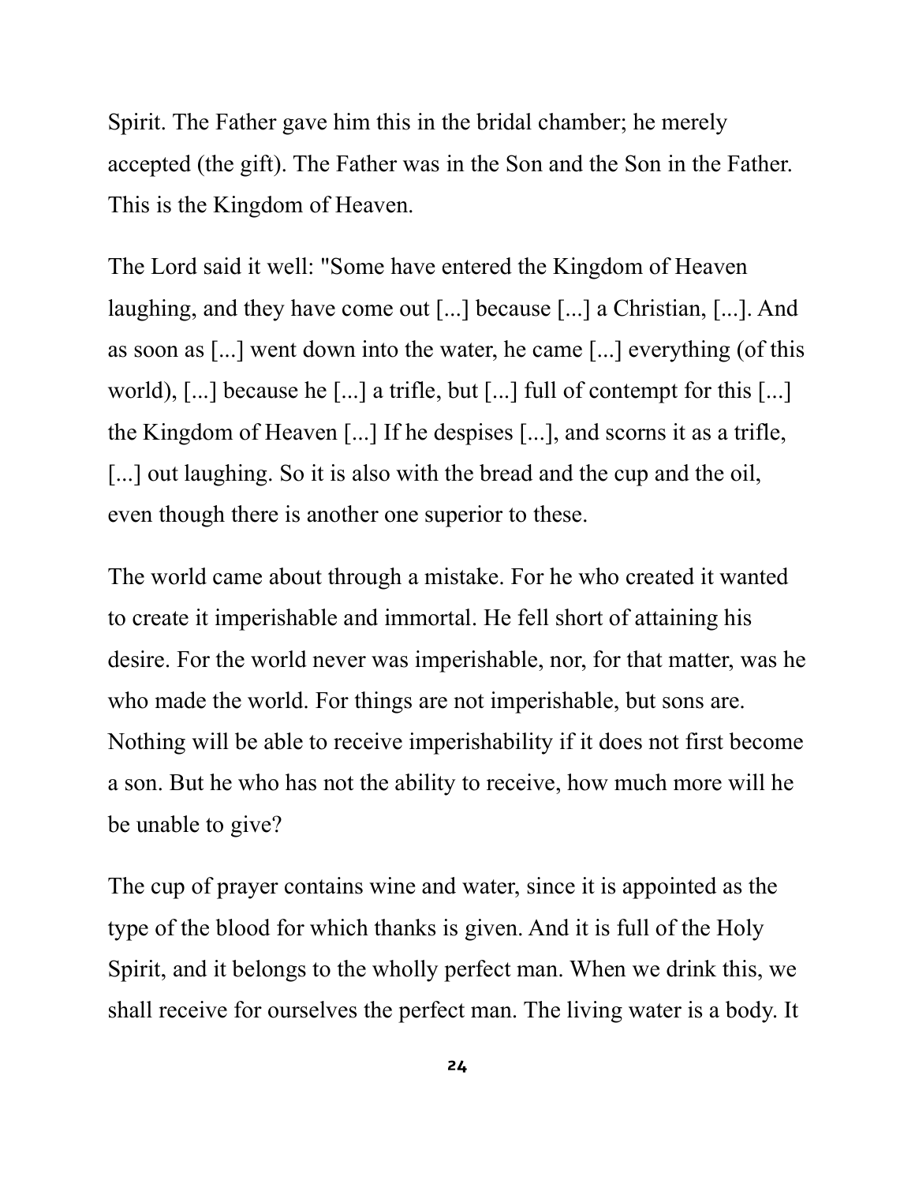Spirit. The Father gave him this in the bridal chamber; he merely accepted (the gift). The Father was in the Son and the Son in the Father. This is the Kingdom of Heaven.

The Lord said it well: "Some have entered the Kingdom of Heaven laughing, and they have come out [...] because [...] a Christian, [...]. And as soon as [...] went down into the water, he came [...] everything (of this world), [...] because he [...] a trifle, but [...] full of contempt for this [...] the Kingdom of Heaven [...] If he despises [...], and scorns it as a trifle, [...] out laughing. So it is also with the bread and the cup and the oil, even though there is another one superior to these.

The world came about through a mistake. For he who created it wanted to create it imperishable and immortal. He fell short of attaining his desire. For the world never was imperishable, nor, for that matter, was he who made the world. For things are not imperishable, but sons are. Nothing will be able to receive imperishability if it does not first become a son. But he who has not the ability to receive, how much more will he be unable to give?

The cup of prayer contains wine and water, since it is appointed as the type of the blood for which thanks is given. And it is full of the Holy Spirit, and it belongs to the wholly perfect man. When we drink this, we shall receive for ourselves the perfect man. The living water is a body. It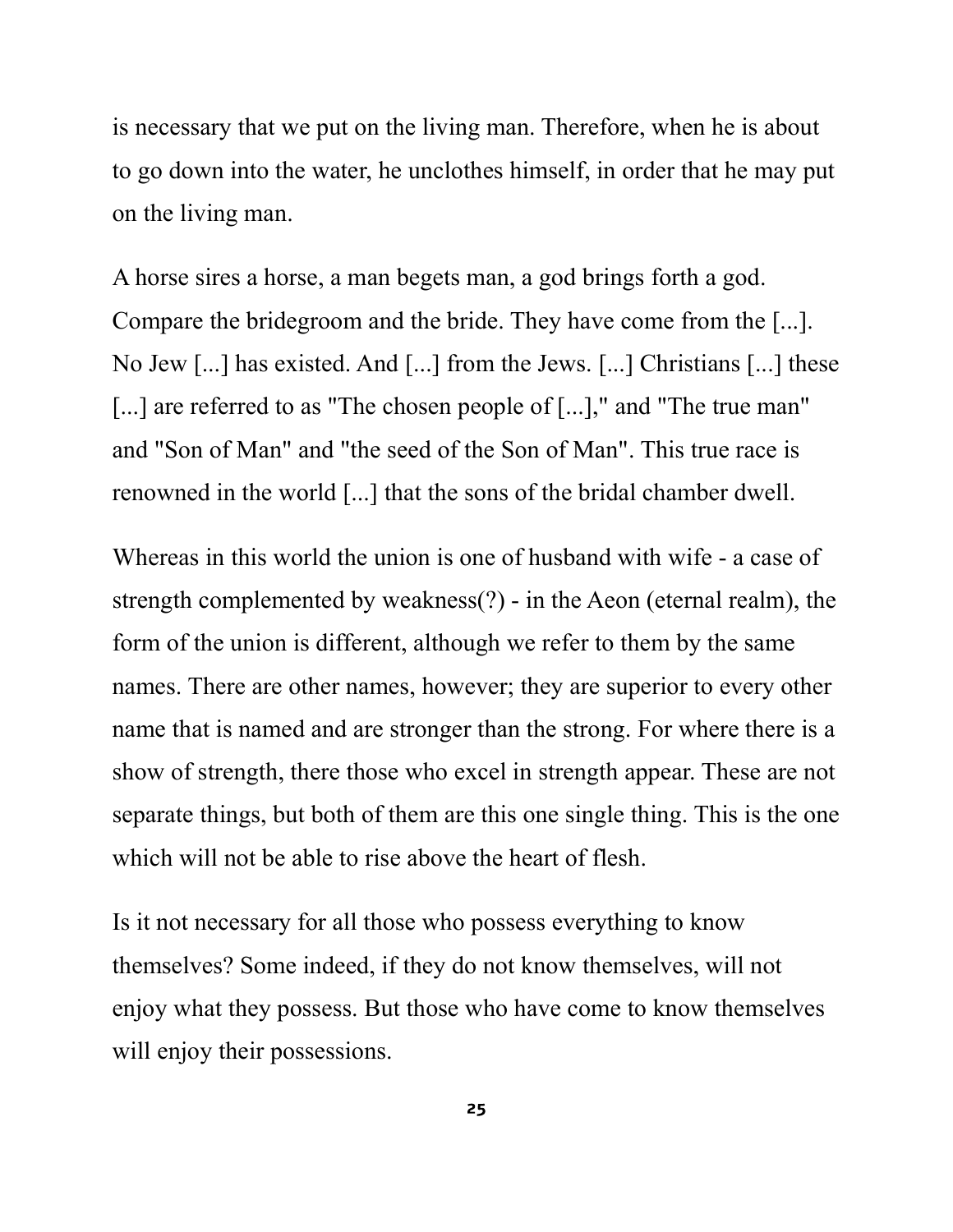is necessary that we put on the living man. Therefore, when he is about to go down into the water, he unclothes himself, in order that he may put on the living man.

A horse sires a horse, a man begets man, a god brings forth a god. Compare the bridegroom and the bride. They have come from the [...]. No Jew [...] has existed. And [...] from the Jews. [...] Christians [...] these [...] are referred to as "The chosen people of [...]," and "The true man" and "Son of Man" and "the seed of the Son of Man". This true race is renowned in the world [...] that the sons of the bridal chamber dwell.

Whereas in this world the union is one of husband with wife - a case of strength complemented by weakness(?) - in the Aeon (eternal realm), the form of the union is different, although we refer to them by the same names. There are other names, however; they are superior to every other name that is named and are stronger than the strong. For where there is a show of strength, there those who excel in strength appear. These are not separate things, but both of them are this one single thing. This is the one which will not be able to rise above the heart of flesh.

Is it not necessary for all those who possess everything to know themselves? Some indeed, if they do not know themselves, will not enjoy what they possess. But those who have come to know themselves will enjoy their possessions.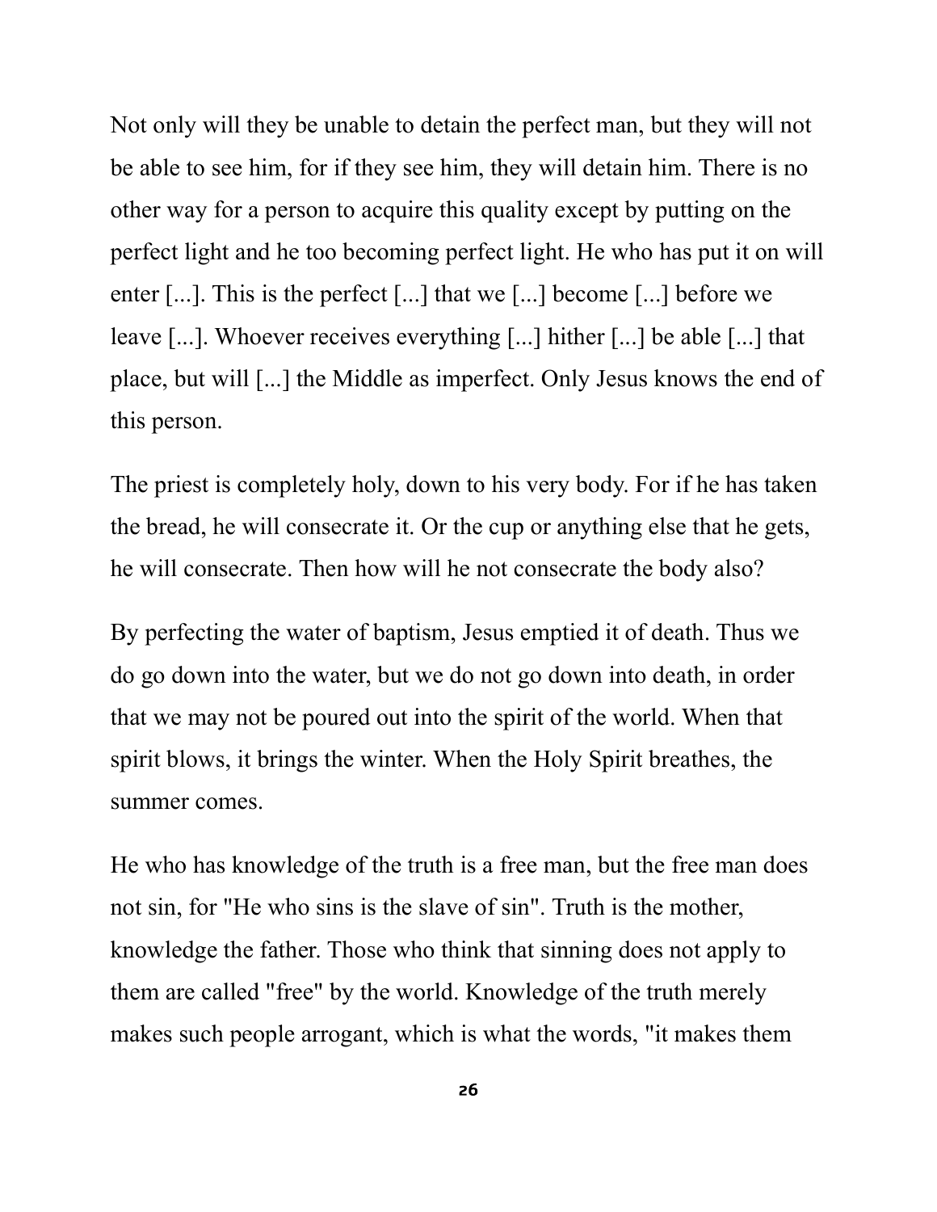Not only will they be unable to detain the perfect man, but they will not be able to see him, for if they see him, they will detain him. There is no other way for a person to acquire this quality except by putting on the perfect light and he too becoming perfect light. He who has put it on will enter [...]. This is the perfect [...] that we [...] become [...] before we leave [...]. Whoever receives everything [...] hither [...] be able [...] that place, but will [...] the Middle as imperfect. Only Jesus knows the end of this person.

The priest is completely holy, down to his very body. For if he has taken the bread, he will consecrate it. Or the cup or anything else that he gets, he will consecrate. Then how will he not consecrate the body also?

By perfecting the water of baptism, Jesus emptied it of death. Thus we do go down into the water, but we do not go down into death, in order that we may not be poured out into the spirit of the world. When that spirit blows, it brings the winter. When the Holy Spirit breathes, the summer comes.

He who has knowledge of the truth is a free man, but the free man does not sin, for "He who sins is the slave of sin". Truth is the mother, knowledge the father. Those who think that sinning does not apply to them are called "free" by the world. Knowledge of the truth merely makes such people arrogant, which is what the words, "it makes them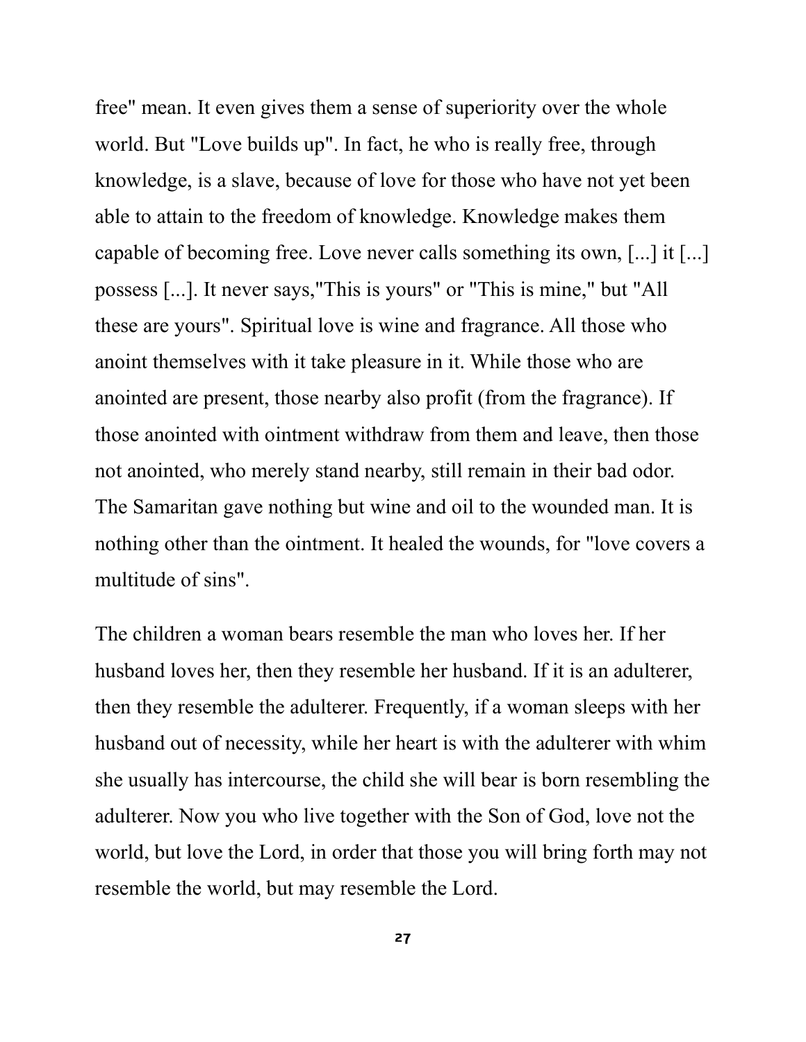free" mean. It even gives them a sense of superiority over the whole world. But "Love builds up". In fact, he who is really free, through knowledge, is a slave, because of love for those who have not yet been able to attain to the freedom of knowledge. Knowledge makes them capable of becoming free. Love never calls something its own, [...] it [...] possess [...]. It never says,"This is yours" or "This is mine," but "All these are yours". Spiritual love is wine and fragrance. All those who anoint themselves with it take pleasure in it. While those who are anointed are present, those nearby also profit (from the fragrance). If those anointed with ointment withdraw from them and leave, then those not anointed, who merely stand nearby, still remain in their bad odor. The Samaritan gave nothing but wine and oil to the wounded man. It is nothing other than the ointment. It healed the wounds, for "love covers a multitude of sins".

The children a woman bears resemble the man who loves her. If her husband loves her, then they resemble her husband. If it is an adulterer, then they resemble the adulterer. Frequently, if a woman sleeps with her husband out of necessity, while her heart is with the adulterer with whim she usually has intercourse, the child she will bear is born resembling the adulterer. Now you who live together with the Son of God, love not the world, but love the Lord, in order that those you will bring forth may not resemble the world, but may resemble the Lord.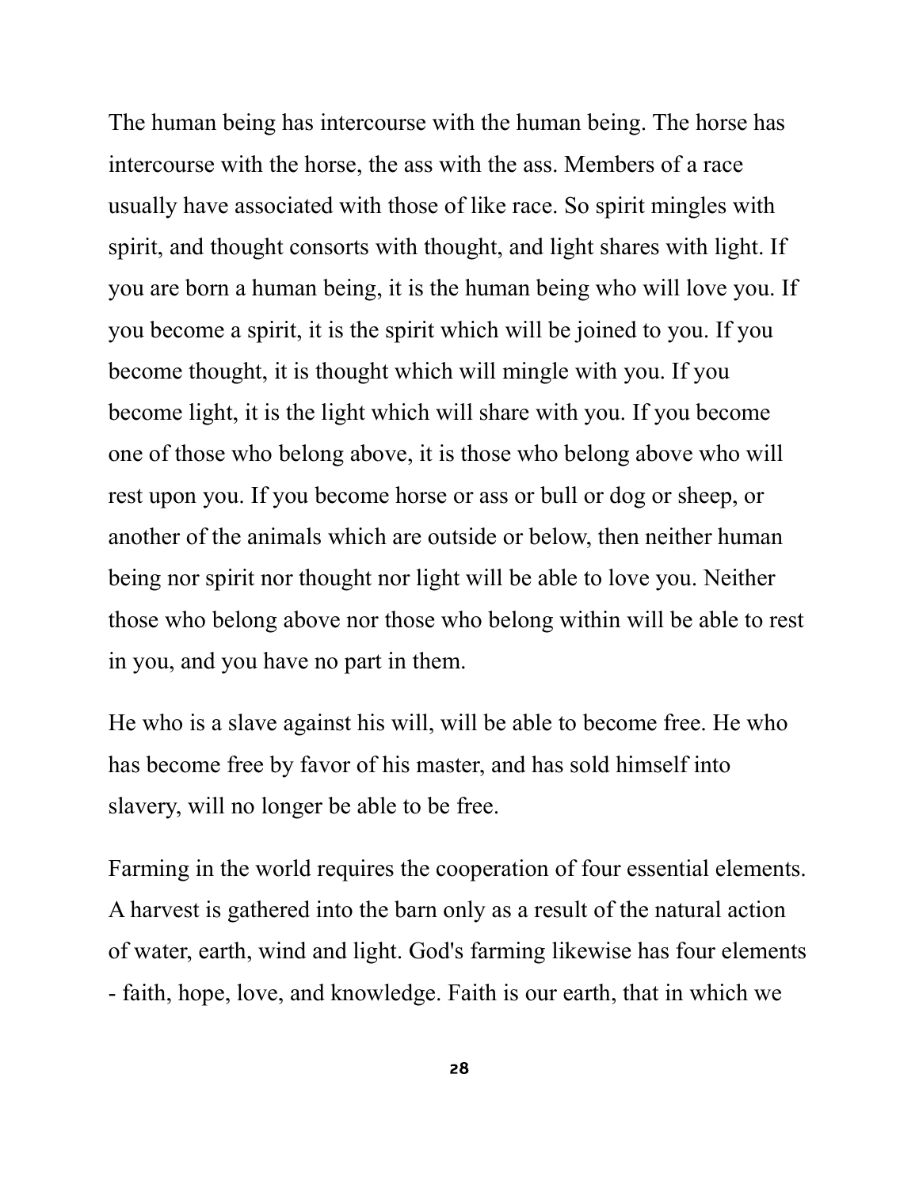The human being has intercourse with the human being. The horse has intercourse with the horse, the ass with the ass. Members of a race usually have associated with those of like race. So spirit mingles with spirit, and thought consorts with thought, and light shares with light. If you are born a human being, it is the human being who will love you. If you become a spirit, it is the spirit which will be joined to you. If you become thought, it is thought which will mingle with you. If you become light, it is the light which will share with you. If you become one of those who belong above, it is those who belong above who will rest upon you. If you become horse or ass or bull or dog or sheep, or another of the animals which are outside or below, then neither human being nor spirit nor thought nor light will be able to love you. Neither those who belong above nor those who belong within will be able to rest in you, and you have no part in them.

He who is a slave against his will, will be able to become free. He who has become free by favor of his master, and has sold himself into slavery, will no longer be able to be free.

Farming in the world requires the cooperation of four essential elements. A harvest is gathered into the barn only as a result of the natural action of water, earth, wind and light. God's farming likewise has four elements - faith, hope, love, and knowledge. Faith is our earth, that in which we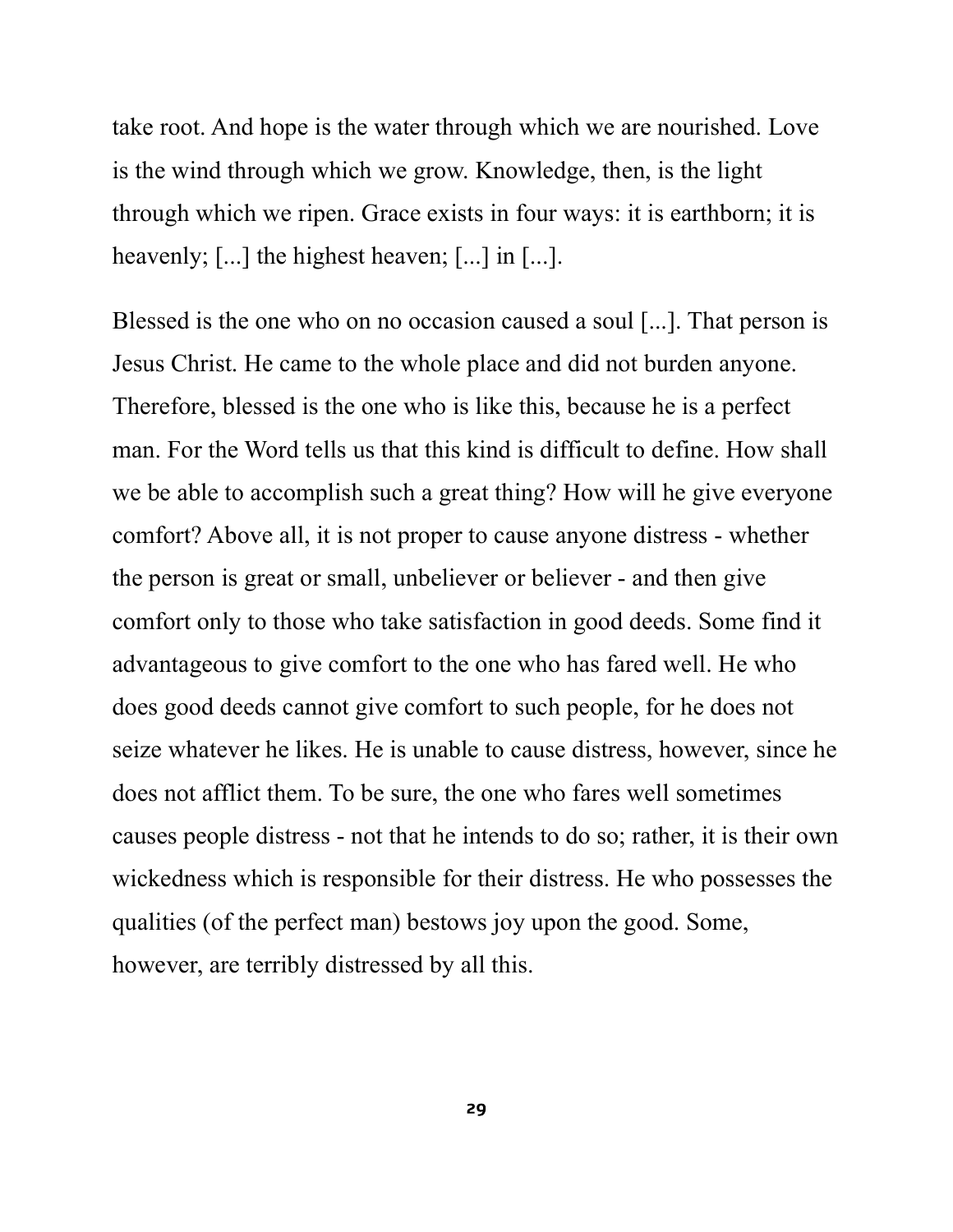take root. And hope is the water through which we are nourished. Love is the wind through which we grow. Knowledge, then, is the light through which we ripen. Grace exists in four ways: it is earthborn; it is heavenly; [...] the highest heaven; [...] in [...].

Blessed is the one who on no occasion caused a soul [...]. That person is Jesus Christ. He came to the whole place and did not burden anyone. Therefore, blessed is the one who is like this, because he is a perfect man. For the Word tells us that this kind is difficult to define. How shall we be able to accomplish such a great thing? How will he give everyone comfort? Above all, it is not proper to cause anyone distress - whether the person is great or small, unbeliever or believer - and then give comfort only to those who take satisfaction in good deeds. Some find it advantageous to give comfort to the one who has fared well. He who does good deeds cannot give comfort to such people, for he does not seize whatever he likes. He is unable to cause distress, however, since he does not afflict them. To be sure, the one who fares well sometimes causes people distress - not that he intends to do so; rather, it is their own wickedness which is responsible for their distress. He who possesses the qualities (of the perfect man) bestows joy upon the good. Some, however, are terribly distressed by all this.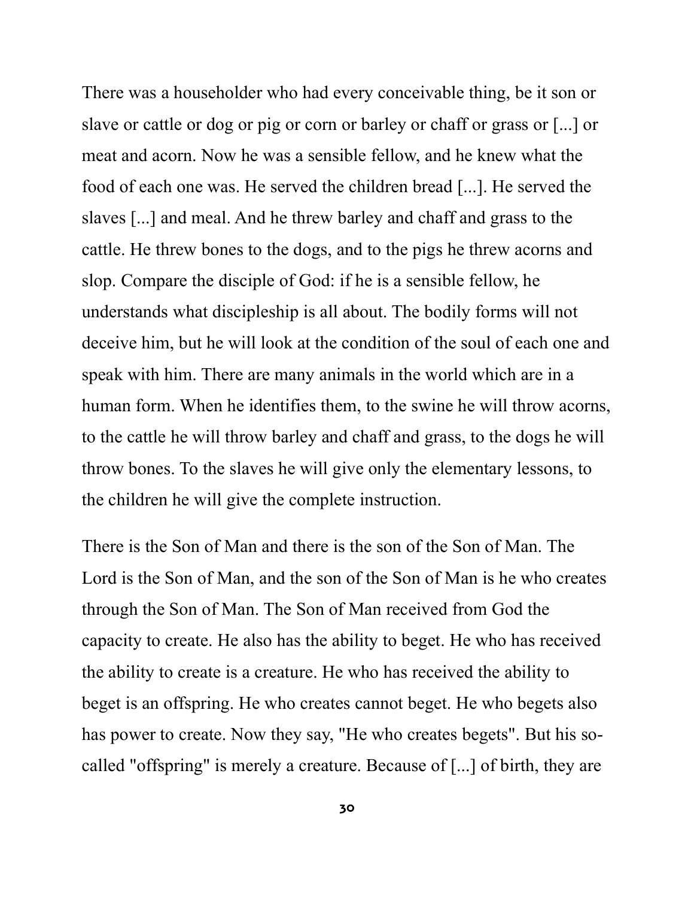There was a householder who had every conceivable thing, be it son or slave or cattle or dog or pig or corn or barley or chaff or grass or [...] or meat and acorn. Now he was a sensible fellow, and he knew what the food of each one was. He served the children bread [...]. He served the slaves [...] and meal. And he threw barley and chaff and grass to the cattle. He threw bones to the dogs, and to the pigs he threw acorns and slop. Compare the disciple of God: if he is a sensible fellow, he understands what discipleship is all about. The bodily forms will not deceive him, but he will look at the condition of the soul of each one and speak with him. There are many animals in the world which are in a human form. When he identifies them, to the swine he will throw acorns, to the cattle he will throw barley and chaff and grass, to the dogs he will throw bones. To the slaves he will give only the elementary lessons, to the children he will give the complete instruction.

There is the Son of Man and there is the son of the Son of Man. The Lord is the Son of Man, and the son of the Son of Man is he who creates through the Son of Man. The Son of Man received from God the capacity to create. He also has the ability to beget. He who has received the ability to create is a creature. He who has received the ability to beget is an offspring. He who creates cannot beget. He who begets also has power to create. Now they say, "He who creates begets". But his so-called "offspring" is merely a creature. Because of [...] of birth, they are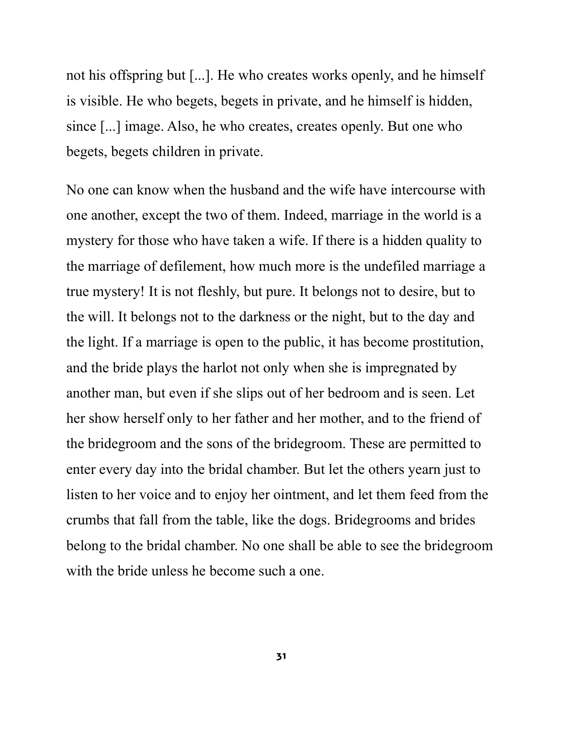not his offspring but [...]. He who creates works openly, and he himself is visible. He who begets, begets in private, and he himself is hidden, since [...] image. Also, he who creates, creates openly. But one who begets, begets children in private.

No one can know when the husband and the wife have intercourse with one another, except the two of them. Indeed, marriage in the world is a mystery for those who have taken a wife. If there is a hidden quality to the marriage of defilement, how much more is the undefiled marriage a true mystery! It is not fleshly, but pure. It belongs not to desire, but to the will. It belongs not to the darkness or the night, but to the day and the light. If a marriage is open to the public, it has become prostitution, and the bride plays the harlot not only when she is impregnated by another man, but even if she slips out of her bedroom and is seen. Let her show herself only to her father and her mother, and to the friend of the bridegroom and the sons of the bridegroom. These are permitted to enter every day into the bridal chamber. But let the others yearn just to listen to her voice and to enjoy her ointment, and let them feed from the crumbs that fall from the table, like the dogs. Bridegrooms and brides belong to the bridal chamber. No one shall be able to see the bridegroom with the bride unless he become such a one.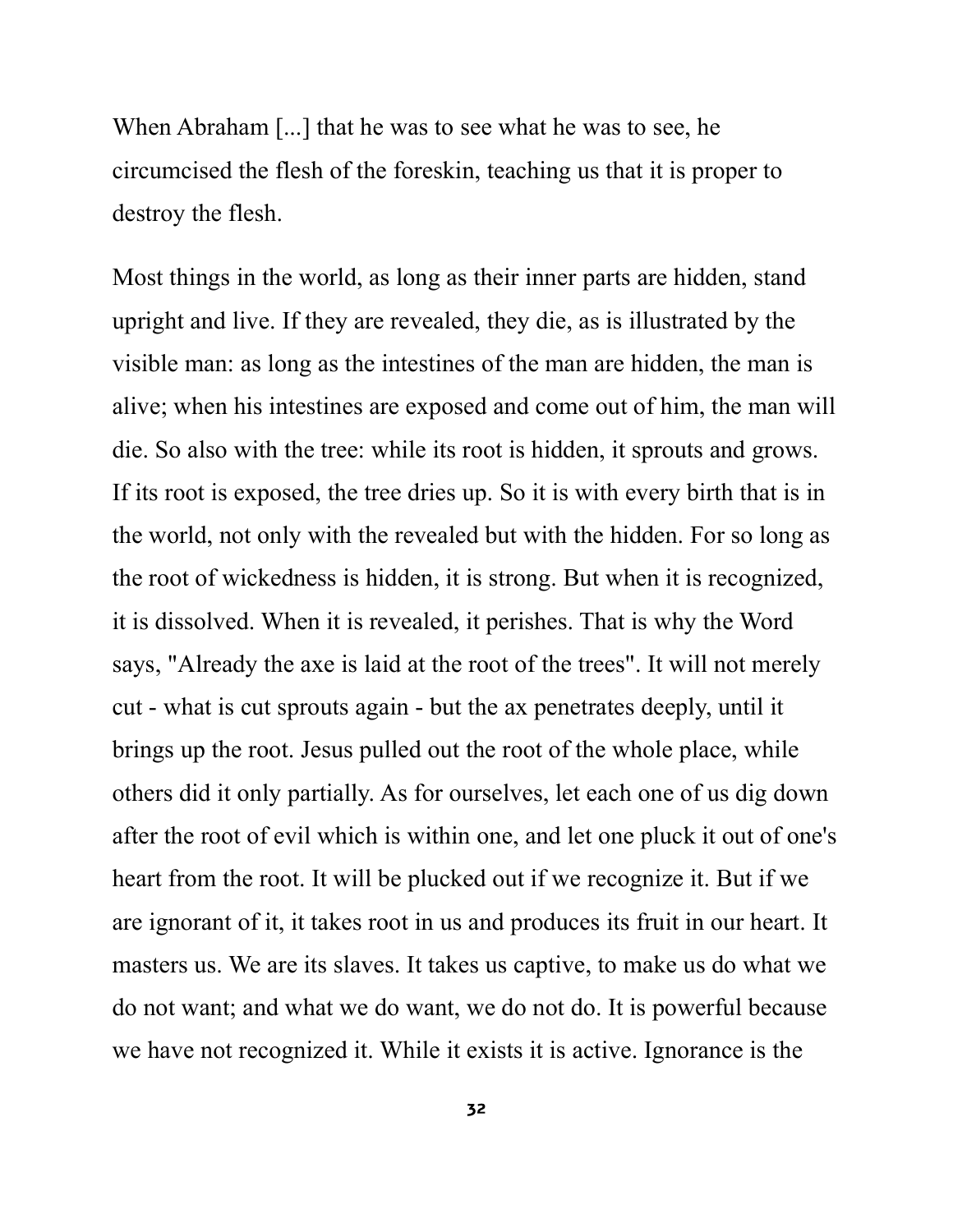When Abraham [...] that he was to see what he was to see, he circumcised the flesh of the foreskin, teaching us that it is proper to destroy the flesh.

Most things in the world, as long as their inner parts are hidden, stand upright and live. If they are revealed, they die, as is illustrated by the visible man: as long as the intestines of the man are hidden, the man is alive; when his intestines are exposed and come out of him, the man will die. So also with the tree: while its root is hidden, it sprouts and grows. If its root is exposed, the tree dries up. So it is with every birth that is in the world, not only with the revealed but with the hidden. For so long as the root of wickedness is hidden, it is strong. But when it is recognized, it is dissolved. When it is revealed, it perishes. That is why the Word says, "Already the axe is laid at the root of the trees". It will not merely cut - what is cut sprouts again - but the ax penetrates deeply, until it brings up the root. Jesus pulled out the root of the whole place, while others did it only partially. As for ourselves, let each one of us dig down after the root of evil which is within one, and let one pluck it out of one's heart from the root. It will be plucked out if we recognize it. But if we are ignorant of it, it takes root in us and produces its fruit in our heart. It masters us. We are its slaves. It takes us captive, to make us do what we do not want; and what we do want, we do not do. It is powerful because we have not recognized it. While it exists it is active. Ignorance is the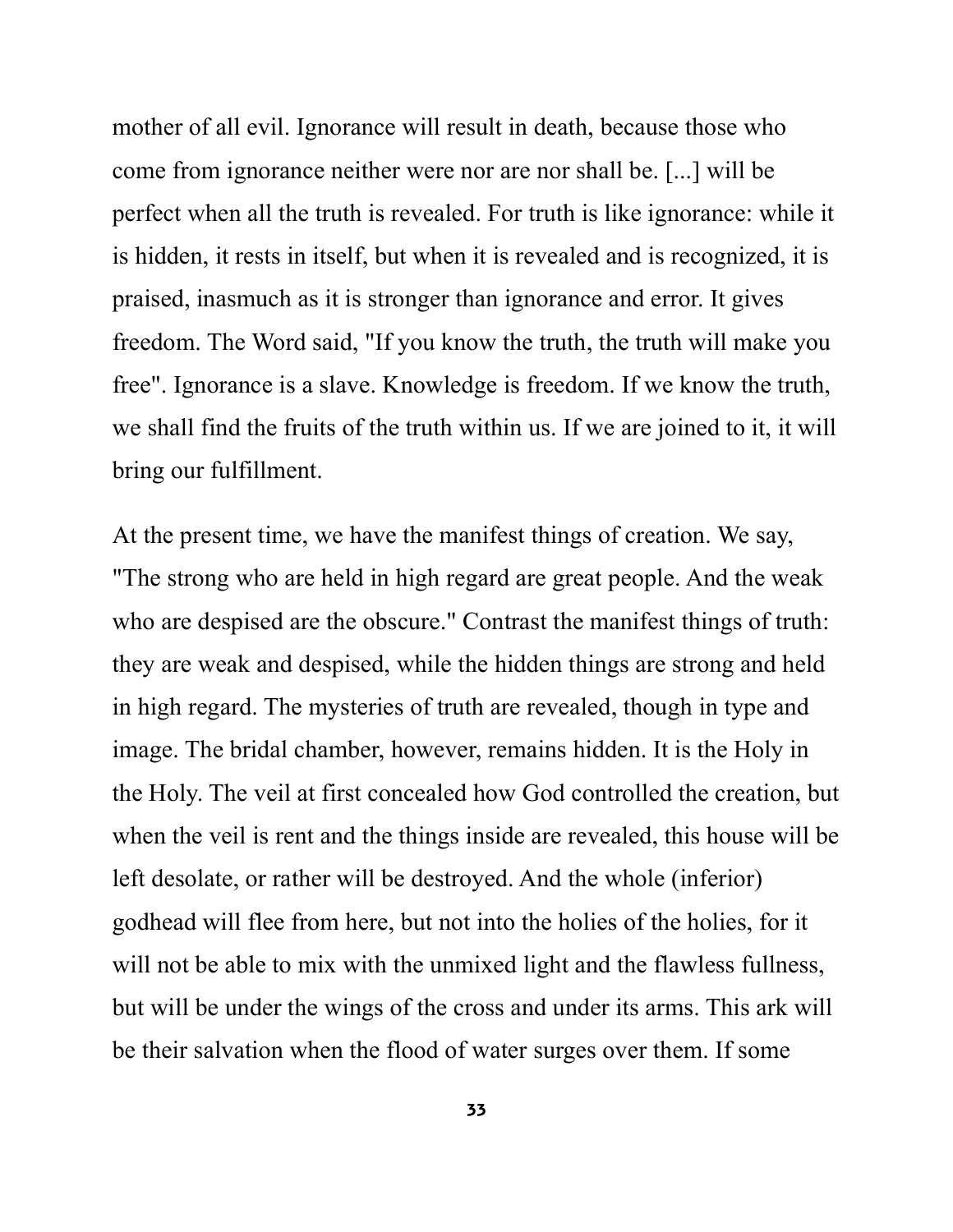mother of all evil. Ignorance will result in death, because those who come from ignorance neither were nor are nor shall be. [...] will be perfect when all the truth is revealed. For truth is like ignorance: while it is hidden, it rests in itself, but when it is revealed and is recognized, it is praised, inasmuch as it is stronger than ignorance and error. It gives freedom. The Word said, "If you know the truth, the truth will make you free". Ignorance is a slave. Knowledge is freedom. If we know the truth, we shall find the fruits of the truth within us. If we are joined to it, it will bring our fulfillment.

At the present time, we have the manifest things of creation. We say, "The strong who are held in high regard are great people. And the weak who are despised are the obscure." Contrast the manifest things of truth: they are weak and despised, while the hidden things are strong and held in high regard. The mysteries of truth are revealed, though in type and image. The bridal chamber, however, remains hidden. It is the Holy in the Holy. The veil at first concealed how God controlled the creation, but when the veil is rent and the things inside are revealed, this house will be left desolate, or rather will be destroyed. And the whole (inferior) godhead will flee from here, but not into the holies of the holies, for it will not be able to mix with the unmixed light and the flawless fullness, but will be under the wings of the cross and under its arms. This ark will be their salvation when the flood of water surges over them. If some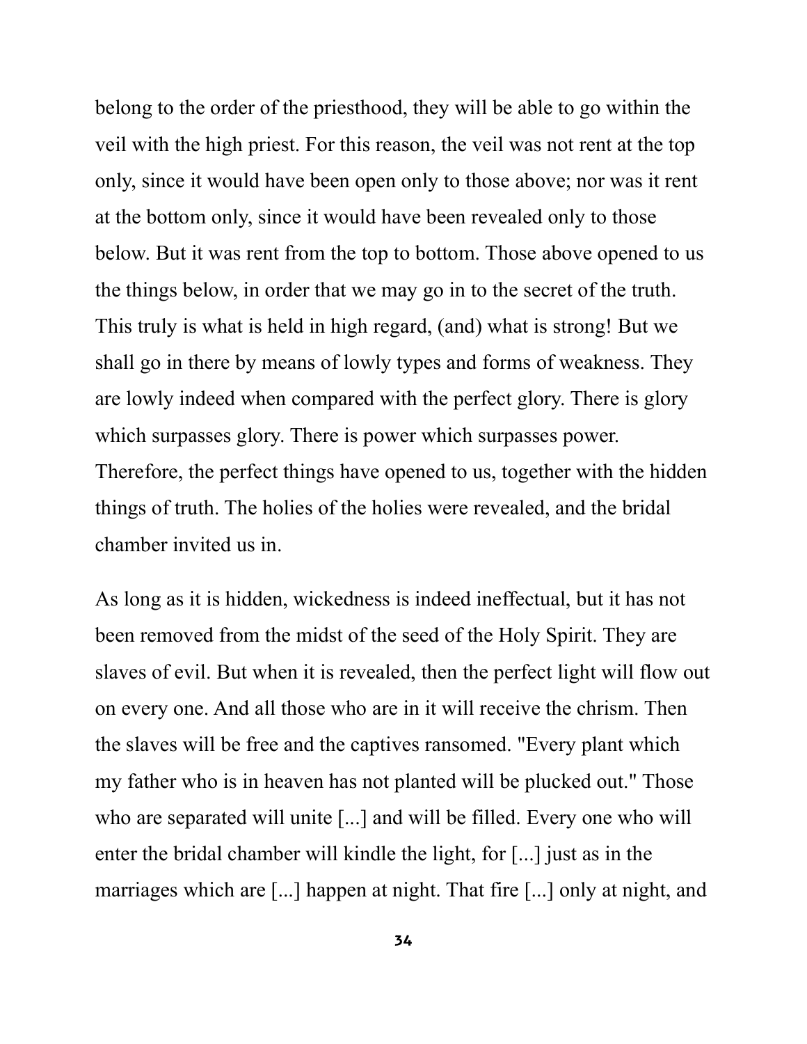belong to the order of the priesthood, they will be able to go within the veil with the high priest. For this reason, the veil was not rent at the top only, since it would have been open only to those above; nor was it rent at the bottom only, since it would have been revealed only to those below. But it was rent from the top to bottom. Those above opened to us the things below, in order that we may go in to the secret of the truth. This truly is what is held in high regard, (and) what is strong! But we shall go in there by means of lowly types and forms of weakness. They are lowly indeed when compared with the perfect glory. There is glory which surpasses glory. There is power which surpasses power. Therefore, the perfect things have opened to us, together with the hidden things of truth. The holies of the holies were revealed, and the bridal chamber invited us in.

As long as it is hidden, wickedness is indeed ineffectual, but it has not been removed from the midst of the seed of the Holy Spirit. They are slaves of evil. But when it is revealed, then the perfect light will flow out on every one. And all those who are in it will receive the chrism. Then the slaves will be free and the captives ransomed. "Every plant which my father who is in heaven has not planted will be plucked out." Those who are separated will unite [...] and will be filled. Every one who will enter the bridal chamber will kindle the light, for [...] just as in the marriages which are [...] happen at night. That fire [...] only at night, and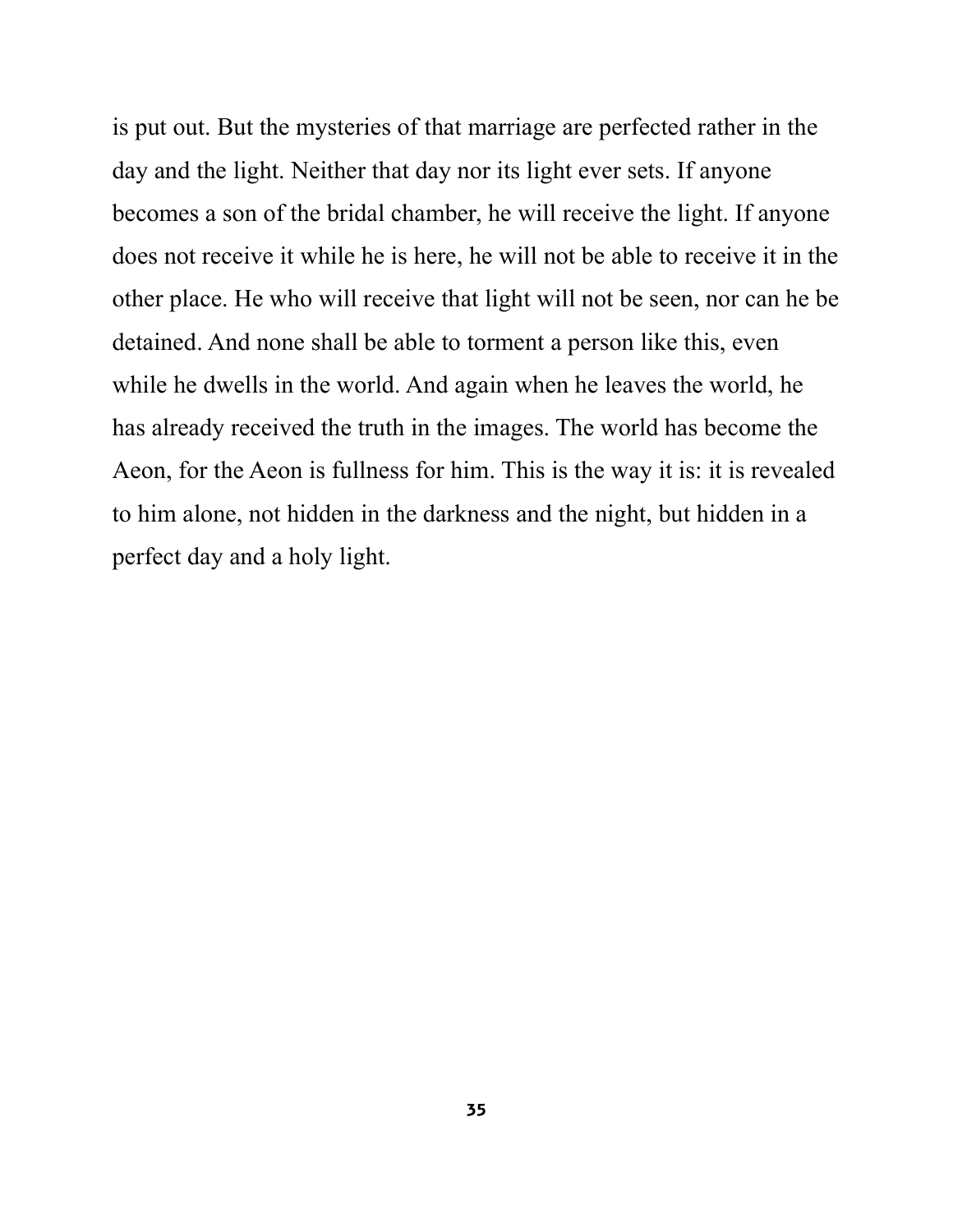is put out. But the mysteries of that marriage are perfected rather in the day and the light. Neither that day nor its light ever sets. If anyone becomes a son of the bridal chamber, he will receive the light. If anyone does not receive it while he is here, he will not be able to receive it in the other place. He who will receive that light will not be seen, nor can he be detained. And none shall be able to torment a person like this, even while he dwells in the world. And again when he leaves the world, he has already received the truth in the images. The world has become the Aeon, for the Aeon is fullness for him. This is the way it is: it is revealed to him alone, not hidden in the darkness and the night, but hidden in a perfect day and a holy light.